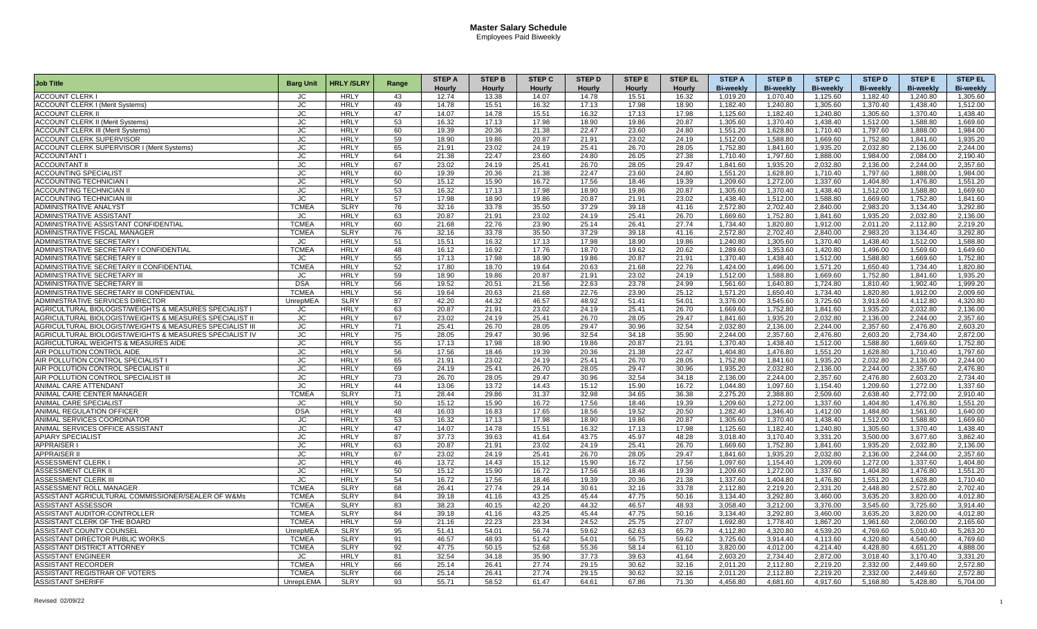# Master Salary Schedule

Employees Paid Biweekly

| Job Title | Barg Unit | HRLY /SLRY | Range | STEP A Hourly | STEP B Hourly | STEP C Hourly | STEP D Hourly | STEP E Hourly | STEP EL Hourly | STEP A Bi-weekly | STEP B Bi-weekly | STEP C Bi-weekly | STEP D Bi-weekly | STEP E Bi-weekly | STEP EL Bi-weekly |
|---|---|---|---|---|---|---|---|---|---|---|---|---|---|---|---|
| ACCOUNT CLERK I | JC | HRLY | 43 | 12.74 | 13.38 | 14.07 | 14.78 | 15.51 | 16.32 | 1,019.20 | 1,070.40 | 1,125.60 | 1,182.40 | 1,240.80 | 1,305.60 |
| ACCOUNT CLERK I (Merit Systems) | JC | HRLY | 49 | 14.78 | 15.51 | 16.32 | 17.13 | 17.98 | 18.90 | 1,182.40 | 1,240.80 | 1,305.60 | 1,370.40 | 1,438.40 | 1,512.00 |
| ACCOUNT CLERK II | JC | HRLY | 47 | 14.07 | 14.78 | 15.51 | 16.32 | 17.13 | 17.98 | 1,125.60 | 1,182.40 | 1,240.80 | 1,305.60 | 1,370.40 | 1,438.40 |
| ACCOUNT CLERK II (Merit Systems) | JC | HRLY | 53 | 16.32 | 17.13 | 17.98 | 18.90 | 19.86 | 20.87 | 1,305.60 | 1,370.40 | 1,438.40 | 1,512.00 | 1,588.80 | 1,669.60 |
| ACCOUNT CLERK III (Merit Systems) | JC | HRLY | 60 | 19.39 | 20.36 | 21.38 | 22.47 | 23.60 | 24.80 | 1,551.20 | 1,628.80 | 1,710.40 | 1,797.60 | 1,888.00 | 1,984.00 |
| ACCOUNT CLERK SUPERVISOR | JC | HRLY | 59 | 18.90 | 19.86 | 20.87 | 21.91 | 23.02 | 24.19 | 1,512.00 | 1,588.80 | 1,669.60 | 1,752.80 | 1,841.60 | 1,935.20 |
| ACCOUNT CLERK SUPERVISOR I (Merit Systems) | JC | HRLY | 65 | 21.91 | 23.02 | 24.19 | 25.41 | 26.70 | 28.05 | 1,752.80 | 1,841.60 | 1,935.20 | 2,032.80 | 2,136.00 | 2,244.00 |
| ACCOUNTANT I | JC | HRLY | 64 | 21.38 | 22.47 | 23.60 | 24.80 | 26.05 | 27.38 | 1,710.40 | 1,797.60 | 1,888.00 | 1,984.00 | 2,084.00 | 2,190.40 |
| ACCOUNTANT II | JC | HRLY | 67 | 23.02 | 24.19 | 25.41 | 26.70 | 28.05 | 29.47 | 1,841.60 | 1,935.20 | 2,032.80 | 2,136.00 | 2,244.00 | 2,357.60 |
| ACCOUNTING SPECIALIST | JC | HRLY | 60 | 19.39 | 20.36 | 21.38 | 22.47 | 23.60 | 24.80 | 1,551.20 | 1,628.80 | 1,710.40 | 1,797.60 | 1,888.00 | 1,984.00 |
| ACCOUNTING TECHNICIAN I | JC | HRLY | 50 | 15.12 | 15.90 | 16.72 | 17.56 | 18.46 | 19.39 | 1,209.60 | 1,272.00 | 1,337.60 | 1,404.80 | 1,476.80 | 1,551.20 |
| ACCOUNTING TECHNICIAN II | JC | HRLY | 53 | 16.32 | 17.13 | 17.98 | 18.90 | 19.86 | 20.87 | 1,305.60 | 1,370.40 | 1,438.40 | 1,512.00 | 1,588.80 | 1,669.60 |
| ACCOUNTING TECHNICIAN III | JC | HRLY | 57 | 17.98 | 18.90 | 19.86 | 20.87 | 21.91 | 23.02 | 1,438.40 | 1,512.00 | 1,588.80 | 1,669.60 | 1,752.80 | 1,841.60 |
| ADMINISTRATIVE ANALYST | TCMEA | SLRY | 76 | 32.16 | 33.78 | 35.50 | 37.29 | 39.18 | 41.16 | 2,572.80 | 2,702.40 | 2,840.00 | 2,983.20 | 3,134.40 | 3,292.80 |
| ADMINISTRATIVE ASSISTANT | JC | HRLY | 63 | 20.87 | 21.91 | 23.02 | 24.19 | 25.41 | 26.70 | 1,669.60 | 1,752.80 | 1,841.60 | 1,935.20 | 2,032.80 | 2,136.00 |
| ADMINISTRATIVE ASSISTANT CONFIDENTIAL | TCMEA | HRLY | 60 | 21.68 | 22.76 | 23.90 | 25.14 | 26.41 | 27.74 | 1,734.40 | 1,820.80 | 1,912.00 | 2,011.20 | 2,112.80 | 2,219.20 |
| ADMINISTRATIVE FISCAL MANAGER | TCMEA | SLRY | 76 | 32.16 | 33.78 | 35.50 | 37.29 | 39.18 | 41.16 | 2,572.80 | 2,702.40 | 2,840.00 | 2,983.20 | 3,134.40 | 3,292.80 |
| ADMINISTRATIVE SECRETARY I | JC | HRLY | 51 | 15.51 | 16.32 | 17.13 | 17.98 | 18.90 | 19.86 | 1,240.80 | 1,305.60 | 1,370.40 | 1,438.40 | 1,512.00 | 1,588.80 |
| ADMINISTRATIVE SECRETARY I CONFIDENTIAL | TCMEA | HRLY | 48 | 16.12 | 16.92 | 17.76 | 18.70 | 19.62 | 20.62 | 1,289.60 | 1,353.60 | 1,420.80 | 1,496.00 | 1,569.60 | 1,649.60 |
| ADMINISTRATIVE SECRETARY II | JC | HRLY | 55 | 17.13 | 17.98 | 18.90 | 19.86 | 20.87 | 21.91 | 1,370.40 | 1,438.40 | 1,512.00 | 1,588.80 | 1,669.60 | 1,752.80 |
| ADMINISTRATIVE SECRETARY II CONFIDENTIAL | TCMEA | HRLY | 52 | 17.80 | 18.70 | 19.64 | 20.63 | 21.68 | 22.76 | 1,424.00 | 1,496.00 | 1,571.20 | 1,650.40 | 1,734.40 | 1,820.80 |
| ADMINISTRATIVE SECRETARY III | JC | HRLY | 59 | 18.90 | 19.86 | 20.87 | 21.91 | 23.02 | 24.19 | 1,512.00 | 1,588.80 | 1,669.60 | 1,752.80 | 1,841.60 | 1,935.20 |
| ADMINISTRATIVE SECRETARY III | DSA | HRLY | 56 | 19.52 | 20.51 | 21.56 | 22.63 | 23.78 | 24.99 | 1,561.60 | 1,640.80 | 1,724.80 | 1,810.40 | 1,902.40 | 1,999.20 |
| ADMINISTRATIVE SECRETARY III CONFIDENTIAL | TCMEA | HRLY | 56 | 19.64 | 20.63 | 21.68 | 22.76 | 23.90 | 25.12 | 1,571.20 | 1,650.40 | 1,734.40 | 1,820.80 | 1,912.00 | 2,009.60 |
| ADMINISTRATIVE SERVICES DIRECTOR | UnrepMEA | SLRY | 87 | 42.20 | 44.32 | 46.57 | 48.92 | 51.41 | 54.01 | 3,376.00 | 3,545.60 | 3,725.60 | 3,913.60 | 4,112.80 | 4,320.80 |
| AGRICULTURAL BIOLOGIST/WEIGHTS & MEASURES SPECIALIST I | JC | HRLY | 63 | 20.87 | 21.91 | 23.02 | 24.19 | 25.41 | 26.70 | 1,669.60 | 1,752.80 | 1,841.60 | 1,935.20 | 2,032.80 | 2,136.00 |
| AGRICULTURAL BIOLOGIST/WEIGHTS & MEASURES SPECIALIST II | JC | HRLY | 67 | 23.02 | 24.19 | 25.41 | 26.70 | 28.05 | 29.47 | 1,841.60 | 1,935.20 | 2,032.80 | 2,136.00 | 2,244.00 | 2,357.60 |
| AGRICULTURAL BIOLOGIST/WEIGHTS & MEASURES SPECIALIST III | JC | HRLY | 71 | 25.41 | 26.70 | 28.05 | 29.47 | 30.96 | 32.54 | 2,032.80 | 2,136.00 | 2,244.00 | 2,357.60 | 2,476.80 | 2,603.20 |
| AGRICULTURAL BIOLOGIST/WEIGHTS & MEASURES SPECIALIST IV | JC | HRLY | 75 | 28.05 | 29.47 | 30.96 | 32.54 | 34.18 | 35.90 | 2,244.00 | 2,357.60 | 2,476.80 | 2,603.20 | 2,734.40 | 2,872.00 |
| AGRICULTURAL WEIGHTS & MEASURES AIDE | JC | HRLY | 55 | 17.13 | 17.98 | 18.90 | 19.86 | 20.87 | 21.91 | 1,370.40 | 1,438.40 | 1,512.00 | 1,588.80 | 1,669.60 | 1,752.80 |
| AIR POLLUTION CONTROL AIDE | JC | HRLY | 56 | 17.56 | 18.46 | 19.39 | 20.36 | 21.38 | 22.47 | 1,404.80 | 1,476.80 | 1,551.20 | 1,628.80 | 1,710.40 | 1,797.60 |
| AIR POLLUTION CONTROL SPECIALIST I | JC | HRLY | 65 | 21.91 | 23.02 | 24.19 | 25.41 | 26.70 | 28.05 | 1,752.80 | 1,841.60 | 1,935.20 | 2,032.80 | 2,136.00 | 2,244.00 |
| AIR POLLUTION CONTROL SPECIALIST II | JC | HRLY | 69 | 24.19 | 25.41 | 26.70 | 28.05 | 29.47 | 30.96 | 1,935.20 | 2,032.80 | 2,136.00 | 2,244.00 | 2,357.60 | 2,476.80 |
| AIR POLLUTION CONTROL SPECIALIST III | JC | HRLY | 73 | 26.70 | 28.05 | 29.47 | 30.96 | 32.54 | 34.18 | 2,136.00 | 2,244.00 | 2,357.60 | 2,476.80 | 2,603.20 | 2,734.40 |
| ANIMAL CARE ATTENDANT | JC | HRLY | 44 | 13.06 | 13.72 | 14.43 | 15.12 | 15.90 | 16.72 | 1,044.80 | 1,097.60 | 1,154.40 | 1,209.60 | 1,272.00 | 1,337.60 |
| ANIMAL CARE CENTER MANAGER | TCMEA | SLRY | 71 | 28.44 | 29.86 | 31.37 | 32.98 | 34.65 | 36.38 | 2,275.20 | 2,388.80 | 2,509.60 | 2,638.40 | 2,772.00 | 2,910.40 |
| ANIMAL CARE SPECIALIST | JC | HRLY | 50 | 15.12 | 15.90 | 16.72 | 17.56 | 18.46 | 19.39 | 1,209.60 | 1,272.00 | 1,337.60 | 1,404.80 | 1,476.80 | 1,551.20 |
| ANIMAL REGULATION OFFICER | DSA | HRLY | 48 | 16.03 | 16.83 | 17.65 | 18.56 | 19.52 | 20.50 | 1,282.40 | 1,346.40 | 1,412.00 | 1,484.80 | 1,561.60 | 1,640.00 |
| ANIMAL SERVICES COORDINATOR | JC | HRLY | 53 | 16.32 | 17.13 | 17.98 | 18.90 | 19.86 | 20.87 | 1,305.60 | 1,370.40 | 1,438.40 | 1,512.00 | 1,588.80 | 1,669.60 |
| ANIMAL SERVICES OFFICE ASSISTANT | JC | HRLY | 47 | 14.07 | 14.78 | 15.51 | 16.32 | 17.13 | 17.98 | 1,125.60 | 1,182.40 | 1,240.80 | 1,305.60 | 1,370.40 | 1,438.40 |
| APIARY SPECIALIST | JC | HRLY | 87 | 37.73 | 39.63 | 41.64 | 43.75 | 45.97 | 48.28 | 3,018.40 | 3,170.40 | 3,331.20 | 3,500.00 | 3,677.60 | 3,862.40 |
| APPRAISER I | JC | HRLY | 63 | 20.87 | 21.91 | 23.02 | 24.19 | 25.41 | 26.70 | 1,669.60 | 1,752.80 | 1,841.60 | 1,935.20 | 2,032.80 | 2,136.00 |
| APPRAISER II | JC | HRLY | 67 | 23.02 | 24.19 | 25.41 | 26.70 | 28.05 | 29.47 | 1,841.60 | 1,935.20 | 2,032.80 | 2,136.00 | 2,244.00 | 2,357.60 |
| ASSESSMENT CLERK I | JC | HRLY | 46 | 13.72 | 14.43 | 15.12 | 15.90 | 16.72 | 17.56 | 1,097.60 | 1,154.40 | 1,209.60 | 1,272.00 | 1,337.60 | 1,404.80 |
| ASSESSMENT CLERK II | JC | HRLY | 50 | 15.12 | 15.90 | 16.72 | 17.56 | 18.46 | 19.39 | 1,209.60 | 1,272.00 | 1,337.60 | 1,404.80 | 1,476.80 | 1,551.20 |
| ASSESSMENT CLERK III | JC | HRLY | 54 | 16.72 | 17.56 | 18.46 | 19.39 | 20.36 | 21.38 | 1,337.60 | 1,404.80 | 1,476.80 | 1,551.20 | 1,628.80 | 1,710.40 |
| ASSESSMENT ROLL MANAGER | TCMEA | SLRY | 68 | 26.41 | 27.74 | 29.14 | 30.61 | 32.16 | 33.78 | 2,112.80 | 2,219.20 | 2,331.20 | 2,448.80 | 2,572.80 | 2,702.40 |
| ASSISTANT AGRICULTURAL COMMISSIONER/SEALER OF W&Ms | TCMEA | SLRY | 84 | 39.18 | 41.16 | 43.25 | 45.44 | 47.75 | 50.16 | 3,134.40 | 3,292.80 | 3,460.00 | 3,635.20 | 3,820.00 | 4,012.80 |
| ASSISTANT ASSESSOR | TCMEA | SLRY | 83 | 38.23 | 40.15 | 42.20 | 44.32 | 46.57 | 48.93 | 3,058.40 | 3,212.00 | 3,376.00 | 3,545.60 | 3,725.60 | 3,914.40 |
| ASSISTANT AUDITOR-CONTROLLER | TCMEA | SLRY | 84 | 39.18 | 41.16 | 43.25 | 45.44 | 47.75 | 50.16 | 3,134.40 | 3,292.80 | 3,460.00 | 3,635.20 | 3,820.00 | 4,012.80 |
| ASSISTANT CLERK OF THE BOARD | TCMEA | HRLY | 59 | 21.16 | 22.23 | 23.34 | 24.52 | 25.75 | 27.07 | 1,692.80 | 1,778.40 | 1,867.20 | 1,961.60 | 2,060.00 | 2,165.60 |
| ASSISTANT COUNTY COUNSEL | UnrepMEA | SLRY | 95 | 51.41 | 54.01 | 56.74 | 59.62 | 62.63 | 65.79 | 4,112.80 | 4,320.80 | 4,539.20 | 4,769.60 | 5,010.40 | 5,263.20 |
| ASSISTANT DIRECTOR PUBLIC WORKS | TCMEA | SLRY | 91 | 46.57 | 48.93 | 51.42 | 54.01 | 56.75 | 59.62 | 3,725.60 | 3,914.40 | 4,113.60 | 4,320.80 | 4,540.00 | 4,769.60 |
| ASSISTANT DISTRICT ATTORNEY | TCMEA | SLRY | 92 | 47.75 | 50.15 | 52.68 | 55.36 | 58.14 | 61.10 | 3,820.00 | 4,012.00 | 4,214.40 | 4,428.80 | 4,651.20 | 4,888.00 |
| ASSISTANT ENGINEER | JC | HRLY | 81 | 32.54 | 34.18 | 35.90 | 37.73 | 39.63 | 41.64 | 2,603.20 | 2,734.40 | 2,872.00 | 3,018.40 | 3,170.40 | 3,331.20 |
| ASSISTANT RECORDER | TCMEA | HRLY | 66 | 25.14 | 26.41 | 27.74 | 29.15 | 30.62 | 32.16 | 2,011.20 | 2,112.80 | 2,219.20 | 2,332.00 | 2,449.60 | 2,572.80 |
| ASSISTANT REGISTRAR OF VOTERS | TCMEA | SLRY | 66 | 25.14 | 26.41 | 27.74 | 29.15 | 30.62 | 32.16 | 2,011.20 | 2,112.80 | 2,219.20 | 2,332.00 | 2,449.60 | 2,572.80 |
| ASSISTANT SHERIFF | UnrepLEMA | SLRY | 93 | 55.71 | 58.52 | 61.47 | 64.61 | 67.86 | 71.30 | 4,456.80 | 4,681.60 | 4,917.60 | 5,168.80 | 5,428.80 | 5,704.00 |

Revised 02/09/22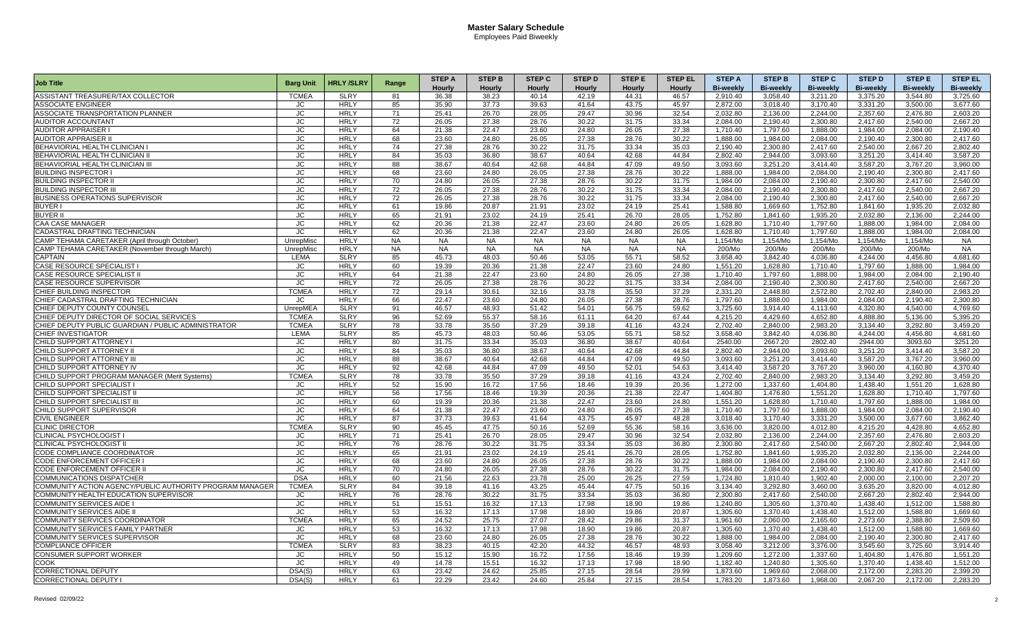# Master Salary Schedule

Employees Paid Biweekly

| Job Title | Barg Unit | HRLY /SLRY | Range | STEP A Hourly | STEP B Hourly | STEP C Hourly | STEP D Hourly | STEP E Hourly | STEP EL Hourly | STEP A Bi-weekly | STEP B Bi-weekly | STEP C Bi-weekly | STEP D Bi-weekly | STEP E Bi-weekly | STEP EL Bi-weekly |
|---|---|---|---|---|---|---|---|---|---|---|---|---|---|---|---|
| ASSISTANT TREASURER/TAX COLLECTOR | TCMEA | SLRY | 81 | 36.38 | 38.23 | 40.14 | 42.19 | 44.31 | 46.57 | 2,910.40 | 3,058.40 | 3,211.20 | 3,375.20 | 3,544.80 | 3,725.60 |
| ASSOCIATE ENGINEER | JC | HRLY | 85 | 35.90 | 37.73 | 39.63 | 41.64 | 43.75 | 45.97 | 2,872.00 | 3,018.40 | 3,170.40 | 3,331.20 | 3,500.00 | 3,677.60 |
| ASSOCIATE TRANSPORTATION PLANNER | JC | HRLY | 71 | 25.41 | 26.70 | 28.05 | 29.47 | 30.96 | 32.54 | 2,032.80 | 2,136.00 | 2,244.00 | 2,357.60 | 2,476.80 | 2,603.20 |
| AUDITOR ACCOUNTANT | JC | HRLY | 72 | 26.05 | 27.38 | 28.76 | 30.22 | 31.75 | 33.34 | 2,084.00 | 2,190.40 | 2,300.80 | 2,417.60 | 2,540.00 | 2,667.20 |
| AUDITOR APPRAISER I | JC | HRLY | 64 | 21.38 | 22.47 | 23.60 | 24.80 | 26.05 | 27.38 | 1,710.40 | 1,797.60 | 1,888.00 | 1,984.00 | 2,084.00 | 2,190.40 |
| AUDITOR APPRAISER II | JC | HRLY | 68 | 23.60 | 24.80 | 26.05 | 27.38 | 28.76 | 30.22 | 1,888.00 | 1,984.00 | 2,084.00 | 2,190.40 | 2,300.80 | 2,417.60 |
| BEHAVIORIAL HEALTH CLINICIAN I | JC | HRLY | 74 | 27.38 | 28.76 | 30.22 | 31.75 | 33.34 | 35.03 | 2,190.40 | 2,300.80 | 2,417.60 | 2,540.00 | 2,667.20 | 2,802.40 |
| BEHAVIORIAL HEALTH CLINICIAN II | JC | HRLY | 84 | 35.03 | 36.80 | 38.67 | 40.64 | 42.68 | 44.84 | 2,802.40 | 2,944.00 | 3,093.60 | 3,251.20 | 3,414.40 | 3,587.20 |
| BEHAVIORIAL HEALTH CLINICIAN III | JC | HRLY | 88 | 38.67 | 40.64 | 42.68 | 44.84 | 47.09 | 49.50 | 3,093.60 | 3,251.20 | 3,414.40 | 3,587.20 | 3,767.20 | 3,960.00 |
| BUILDING INSPECTOR I | JC | HRLY | 68 | 23.60 | 24.80 | 26.05 | 27.38 | 28.76 | 30.22 | 1,888.00 | 1,984.00 | 2,084.00 | 2,190.40 | 2,300.80 | 2,417.60 |
| BUILDING INSPECTOR II | JC | HRLY | 70 | 24.80 | 26.05 | 27.38 | 28.76 | 30.22 | 31.75 | 1,984.00 | 2,084.00 | 2,190.40 | 2,300.80 | 2,417.60 | 2,540.00 |
| BUILDING INSPECTOR III | JC | HRLY | 72 | 26.05 | 27.38 | 28.76 | 30.22 | 31.75 | 33.34 | 2,084.00 | 2,190.40 | 2,300.80 | 2,417.60 | 2,540.00 | 2,667.20 |
| BUSINESS OPERATIONS SUPERVISOR | JC | HRLY | 72 | 26.05 | 27.38 | 28.76 | 30.22 | 31.75 | 33.34 | 2,084.00 | 2,190.40 | 2,300.80 | 2,417.60 | 2,540.00 | 2,667.20 |
| BUYER I | JC | HRLY | 61 | 19.86 | 20.87 | 21.91 | 23.02 | 24.19 | 25.41 | 1,588.80 | 1,669.60 | 1,752.80 | 1,841.60 | 1,935.20 | 2,032.80 |
| BUYER II | JC | HRLY | 65 | 21.91 | 23.02 | 24.19 | 25.41 | 26.70 | 28.05 | 1,752.80 | 1,841.60 | 1,935.20 | 2,032.80 | 2,136.00 | 2,244.00 |
| CAA CASE MANAGER | JC | HRLY | 62 | 20.36 | 21.38 | 22.47 | 23.60 | 24.80 | 26.05 | 1,628.80 | 1,710.40 | 1,797.60 | 1,888.00 | 1,984.00 | 2,084.00 |
| CADASTRAL DRAFTING TECHNICIAN | JC | HRLY | 62 | 20.36 | 21.38 | 22.47 | 23.60 | 24.80 | 26.05 | 1,628.80 | 1,710.40 | 1,797.60 | 1,888.00 | 1,984.00 | 2,084.00 |
| CAMP TEHAMA CARETAKER (April through October) | UnrepMisc | HRLY | NA | NA | NA | NA | NA | NA | NA | 1,154/Mo | 1,154/Mo | 1,154/Mo | 1,154/Mo | 1,154/Mo | NA |
| CAMP TEHAMA CARETAKER (November through March) | UnrepMisc | HRLY | NA | NA | NA | NA | NA | NA | NA | 200/Mo | 200/Mo | 200/Mo | 200/Mo | 200/Mo | NA |
| CAPTAIN | LEMA | SLRY | 85 | 45.73 | 48.03 | 50.46 | 53.05 | 55.71 | 58.52 | 3,658.40 | 3,842.40 | 4,036.80 | 4,244.00 | 4,456.80 | 4,681.60 |
| CASE RESOURCE SPECIALIST I | JC | HRLY | 60 | 19.39 | 20.36 | 21.38 | 22.47 | 23.60 | 24.80 | 1,551.20 | 1,628.80 | 1,710.40 | 1,797.60 | 1,888.00 | 1,984.00 |
| CASE RESOURCE SPECIALIST II | JC | HRLY | 64 | 21.38 | 22.47 | 23.60 | 24.80 | 26.05 | 27.38 | 1,710.40 | 1,797.60 | 1,888.00 | 1,984.00 | 2,084.00 | 2,190.40 |
| CASE RESOURCE SUPERVISOR | JC | HRLY | 72 | 26.05 | 27.38 | 28.76 | 30.22 | 31.75 | 33.34 | 2,084.00 | 2,190.40 | 2,300.80 | 2,417.60 | 2,540.00 | 2,667.20 |
| CHIEF BUILDING INSPECTOR | TCMEA | HRLY | 72 | 29.14 | 30.61 | 32.16 | 33.78 | 35.50 | 37.29 | 2,331.20 | 2,448.80 | 2,572.80 | 2,702.40 | 2,840.00 | 2,983.20 |
| CHIEF CADASTRAL DRAFTING TECHNICIAN | JC | HRLY | 66 | 22.47 | 23.60 | 24.80 | 26.05 | 27.38 | 28.76 | 1,797.60 | 1,888.00 | 1,984.00 | 2,084.00 | 2,190.40 | 2,300.80 |
| CHIEF DEPUTY COUNTY COUNSEL | UnrepMEA | SLRY | 91 | 46.57 | 48.93 | 51.42 | 54.01 | 56.75 | 59.62 | 3,725.60 | 3,914.40 | 4,113.60 | 4,320.80 | 4,540.00 | 4,769.60 |
| CHIEF DEPUTY DIRECTOR OF SOCIAL SERVICES | TCMEA | SLRY | 96 | 52.69 | 55.37 | 58.16 | 61.11 | 64.20 | 67.44 | 4,215.20 | 4,429.60 | 4,652.80 | 4,888.80 | 5,136.00 | 5,395.20 |
| CHIEF DEPUTY PUBLIC GUARDIAN / PUBLIC ADMINISTRATOR | TCMEA | SLRY | 78 | 33.78 | 35.50 | 37.29 | 39.18 | 41.16 | 43.24 | 2,702.40 | 2,840.00 | 2,983.20 | 3,134.40 | 3,292.80 | 3,459.20 |
| CHIEF INVESTIGATOR | LEMA | SLRY | 85 | 45.73 | 48.03 | 50.46 | 53.05 | 55.71 | 58.52 | 3,658.40 | 3,842.40 | 4,036.80 | 4,244.00 | 4,456.80 | 4,681.60 |
| CHILD SUPPORT ATTORNEY I | JC | HRLY | 80 | 31.75 | 33.34 | 35.03 | 36.80 | 38.67 | 40.64 | 2540.00 | 2667.20 | 2802.40 | 2944.00 | 3093.60 | 3251.20 |
| CHILD SUPPORT ATTORNEY II | JC | HRLY | 84 | 35.03 | 36.80 | 38.67 | 40.64 | 42.68 | 44.84 | 2,802.40 | 2,944.00 | 3,093.60 | 3,251.20 | 3,414.40 | 3,587.20 |
| CHILD SUPPORT ATTORNEY III | JC | HRLY | 88 | 38.67 | 40.64 | 42.68 | 44.84 | 47.09 | 49.50 | 3,093.60 | 3,251.20 | 3,414.40 | 3,587.20 | 3,767.20 | 3,960.00 |
| CHILD SUPPORT ATTORNEY IV | JC | HRLY | 92 | 42.68 | 44.84 | 47.09 | 49.50 | 52.01 | 54.63 | 3,414.40 | 3,587.20 | 3,767.20 | 3,960.00 | 4,160.80 | 4,370.40 |
| CHILD SUPPORT PROGRAM MANAGER (Merit Systems) | TCMEA | SLRY | 78 | 33.78 | 35.50 | 37.29 | 39.18 | 41.16 | 43.24 | 2,702.40 | 2,840.00 | 2,983.20 | 3,134.40 | 3,292.80 | 3,459.20 |
| CHILD SUPPORT SPECIALIST I | JC | HRLY | 52 | 15.90 | 16.72 | 17.56 | 18.46 | 19.39 | 20.36 | 1,272.00 | 1,337.60 | 1,404.80 | 1,476.80 | 1,551.20 | 1,628.80 |
| CHILD SUPPORT SPECIALIST II | JC | HRLY | 56 | 17.56 | 18.46 | 19.39 | 20.36 | 21.38 | 22.47 | 1,404.80 | 1,476.80 | 1,551.20 | 1,628.80 | 1,710.40 | 1,797.60 |
| CHILD SUPPORT SPECIALIST III | JC | HRLY | 60 | 19.39 | 20.36 | 21.38 | 22.47 | 23.60 | 24.80 | 1,551.20 | 1,628.80 | 1,710.40 | 1,797.60 | 1,888.00 | 1,984.00 |
| CHILD SUPPORT SUPERVISOR | JC | HRLY | 64 | 21.38 | 22.47 | 23.60 | 24.80 | 26.05 | 27.38 | 1,710.40 | 1,797.60 | 1,888.00 | 1,984.00 | 2,084.00 | 2,190.40 |
| CIVIL ENGINEER | JC | HRLY | 87 | 37.73 | 39.63 | 41.64 | 43.75 | 45.97 | 48.28 | 3,018.40 | 3,170.40 | 3,331.20 | 3,500.00 | 3,677.60 | 3,862.40 |
| CLINIC DIRECTOR | TCMEA | SLRY | 90 | 45.45 | 47.75 | 50.16 | 52.69 | 55.36 | 58.16 | 3,636.00 | 3,820.00 | 4,012.80 | 4,215.20 | 4,428.80 | 4,652.80 |
| CLINICAL PSYCHOLOGIST I | JC | HRLY | 71 | 25.41 | 26.70 | 28.05 | 29.47 | 30.96 | 32.54 | 2,032.80 | 2,136.00 | 2,244.00 | 2,357.60 | 2,476.80 | 2,603.20 |
| CLINICAL PSYCHOLOGIST II | JC | HRLY | 76 | 28.76 | 30.22 | 31.75 | 33.34 | 35.03 | 36.80 | 2,300.80 | 2,417.60 | 2,540.00 | 2,667.20 | 2,802.40 | 2,944.00 |
| CODE COMPLIANCE COORDINATOR | JC | HRLY | 65 | 21.91 | 23.02 | 24.19 | 25.41 | 26.70 | 28.05 | 1,752.80 | 1,841.60 | 1,935.20 | 2,032.80 | 2,136.00 | 2,244.00 |
| CODE ENFORCEMENT OFFICER I | JC | HRLY | 68 | 23.60 | 24.80 | 26.05 | 27.38 | 28.76 | 30.22 | 1,888.00 | 1,984.00 | 2,084.00 | 2,190.40 | 2,300.80 | 2,417.60 |
| CODE ENFORCEMENT OFFICER II | JC | HRLY | 70 | 24.80 | 26.05 | 27.38 | 28.76 | 30.22 | 31.75 | 1,984.00 | 2,084.00 | 2,190.40 | 2,300.80 | 2,417.60 | 2,540.00 |
| COMMUNICATIONS DISPATCHER | DSA | HRLY | 60 | 21.56 | 22.63 | 23.78 | 25.00 | 26.25 | 27.59 | 1,724.80 | 1,810.40 | 1,902.40 | 2,000.00 | 2,100.00 | 2,207.20 |
| COMMUNITY ACTION AGENCY/PUBLIC AUTHORITY PROGRAM MANAGER | TCMEA | SLRY | 84 | 39.18 | 41.16 | 43.25 | 45.44 | 47.75 | 50.16 | 3,134.40 | 3,292.80 | 3,460.00 | 3,635.20 | 3,820.00 | 4,012.80 |
| COMMUNITY HEALTH EDUCATION SUPERVISOR | JC | HRLY | 76 | 28.76 | 30.22 | 31.75 | 33.34 | 35.03 | 36.80 | 2,300.80 | 2,417.60 | 2,540.00 | 2,667.20 | 2,802.40 | 2,944.00 |
| COMMUNITY SERVICES AIDE I | JC | HRLY | 51 | 15.51 | 16.32 | 17.13 | 17.98 | 18.90 | 19.86 | 1,240.80 | 1,305.60 | 1,370.40 | 1,438.40 | 1,512.00 | 1,588.80 |
| COMMUNITY SERVICES AIDE II | JC | HRLY | 53 | 16.32 | 17.13 | 17.98 | 18.90 | 19.86 | 20.87 | 1,305.60 | 1,370.40 | 1,438.40 | 1,512.00 | 1,588.80 | 1,669.60 |
| COMMUNITY SERVICES COORDINATOR | TCMEA | HRLY | 65 | 24.52 | 25.75 | 27.07 | 28.42 | 29.86 | 31.37 | 1,961.60 | 2,060.00 | 2,165.60 | 2,273.60 | 2,388.80 | 2,509.60 |
| COMMUNITY SERVICES FAMILY PARTNER | JC | HRLY | 53 | 16.32 | 17.13 | 17.98 | 18.90 | 19.86 | 20.87 | 1,305.60 | 1,370.40 | 1,438.40 | 1,512.00 | 1,588.80 | 1,669.60 |
| COMMUNITY SERVICES SUPERVISOR | JC | HRLY | 68 | 23.60 | 24.80 | 26.05 | 27.38 | 28.76 | 30.22 | 1,888.00 | 1,984.00 | 2,084.00 | 2,190.40 | 2,300.80 | 2,417.60 |
| COMPLIANCE OFFICER | TCMEA | SLRY | 83 | 38.23 | 40.15 | 42.20 | 44.32 | 46.57 | 48.93 | 3,058.40 | 3,212.00 | 3,376.00 | 3,545.60 | 3,725.60 | 3,914.40 |
| CONSUMER SUPPORT WORKER | JC | HRLY | 50 | 15.12 | 15.90 | 16.72 | 17.56 | 18.46 | 19.39 | 1,209.60 | 1,272.00 | 1,337.60 | 1,404.80 | 1,476.80 | 1,551.20 |
| COOK | JC | HRLY | 49 | 14.78 | 15.51 | 16.32 | 17.13 | 17.98 | 18.90 | 1,182.40 | 1,240.80 | 1,305.60 | 1,370.40 | 1,438.40 | 1,512.00 |
| CORRECTIONAL DEPUTY | DSA(S) | HRLY | 63 | 23.42 | 24.62 | 25.85 | 27.15 | 28.54 | 29.99 | 1,873.60 | 1,969.60 | 2,068.00 | 2,172.00 | 2,283.20 | 2,399.20 |
| CORRECTIONAL DEPUTY I | DSA(S) | HRLY | 61 | 22.29 | 23.42 | 24.60 | 25.84 | 27.15 | 28.54 | 1,783.20 | 1,873.60 | 1,968.00 | 2,067.20 | 2,172.00 | 2,283.20 |

Revised 02/09/22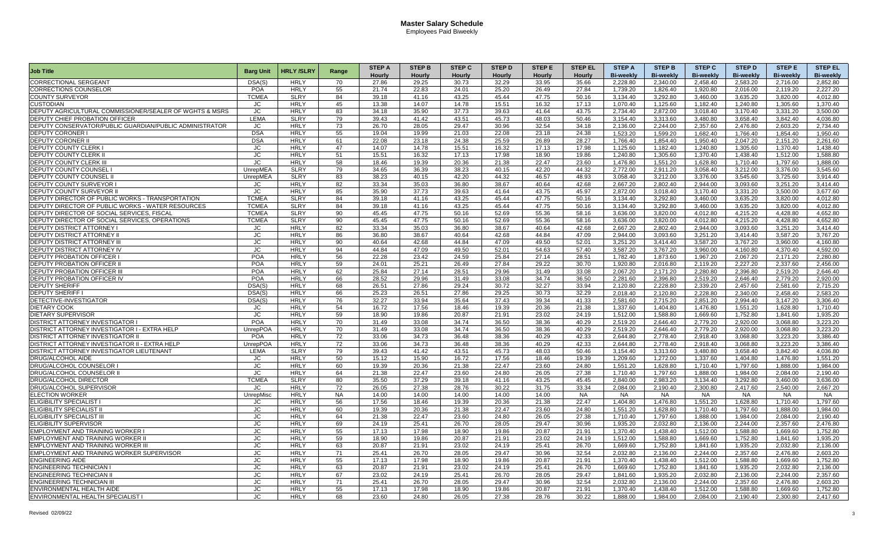# Master Salary Schedule

Employees Paid Biweekly

| Job Title | Barg Unit | HRLY /SLRY | Range | STEP A Hourly | STEP B Hourly | STEP C Hourly | STEP D Hourly | STEP E Hourly | STEP EL Hourly | STEP A Bi-weekly | STEP B Bi-weekly | STEP C Bi-weekly | STEP D Bi-weekly | STEP E Bi-weekly | STEP EL Bi-weekly |
|---|---|---|---|---|---|---|---|---|---|---|---|---|---|---|---|
| CORRECTIONAL SERGEANT | DSA(S) | HRLY | 70 | 27.86 | 29.25 | 30.73 | 32.29 | 33.95 | 35.66 | 2,228.80 | 2,340.00 | 2,458.40 | 2,583.20 | 2,716.00 | 2,852.80 |
| CORRECTIONS COUNSELOR | POA | HRLY | 55 | 21.74 | 22.83 | 24.01 | 25.20 | 26.49 | 27.84 | 1,739.20 | 1,826.40 | 1,920.80 | 2,016.00 | 2,119.20 | 2,227.20 |
| COUNTY SURVEYOR | TCMEA | SLRY | 84 | 39.18 | 41.16 | 43.25 | 45.44 | 47.75 | 50.16 | 3,134.40 | 3,292.80 | 3,460.00 | 3,635.20 | 3,820.00 | 4,012.80 |
| CUSTODIAN | JC | HRLY | 45 | 13.38 | 14.07 | 14.78 | 15.51 | 16.32 | 17.13 | 1,070.40 | 1,125.60 | 1,182.40 | 1,240.80 | 1,305.60 | 1,370.40 |
| DEPUTY AGRICULTURAL COMMISSIONER/SEALER OF WGHTS & MSRS | JC | HRLY | 83 | 34.18 | 35.90 | 37.73 | 39.63 | 41.64 | 43.75 | 2,734.40 | 2,872.00 | 3,018.40 | 3,170.40 | 3,331.20 | 3,500.00 |
| DEPUTY CHIEF PROBATION OFFICER | LEMA | SLRY | 79 | 39.43 | 41.42 | 43.51 | 45.73 | 48.03 | 50.46 | 3,154.40 | 3,313.60 | 3,480.80 | 3,658.40 | 3,842.40 | 4,036.80 |
| DEPUTY CONSERVATOR/PUBLIC GUARDIAN/PUBLIC ADMINISTRATOR | JC | HRLY | 73 | 26.70 | 28.05 | 29.47 | 30.96 | 32.54 | 34.18 | 2,136.00 | 2,244.00 | 2,357.60 | 2,476.80 | 2,603.20 | 2,734.40 |
| DEPUTY CORONER I | DSA | HRLY | 55 | 19.04 | 19.99 | 21.03 | 22.08 | 23.18 | 24.38 | 1,523.20 | 1,599.20 | 1,682.40 | 1,766.40 | 1,854.40 | 1,950.40 |
| DEPUTY CORONER II | DSA | HRLY | 61 | 22.08 | 23.18 | 24.38 | 25.59 | 26.89 | 28.27 | 1,766.40 | 1,854.40 | 1,950.40 | 2,047.20 | 2,151.20 | 2,261.60 |
| DEPUTY COUNTY CLERK I | JC | HRLY | 47 | 14.07 | 14.78 | 15.51 | 16.32 | 17.13 | 17.98 | 1,125.60 | 1,182.40 | 1,240.80 | 1,305.60 | 1,370.40 | 1,438.40 |
| DEPUTY COUNTY CLERK II | JC | HRLY | 51 | 15.51 | 16.32 | 17.13 | 17.98 | 18.90 | 19.86 | 1,240.80 | 1,305.60 | 1,370.40 | 1,438.40 | 1,512.00 | 1,588.80 |
| DEPUTY COUNTY CLERK III | JC | HRLY | 58 | 18.46 | 19.39 | 20.36 | 21.38 | 22.47 | 23.60 | 1,476.80 | 1,551.20 | 1,628.80 | 1,710.40 | 1,797.60 | 1,888.00 |
| DEPUTY COUNTY COUNSEL I | UnrepMEA | SLRY | 79 | 34.65 | 36.39 | 38.23 | 40.15 | 42.20 | 44.32 | 2,772.00 | 2,911.20 | 3,058.40 | 3,212.00 | 3,376.00 | 3,545.60 |
| DEPUTY COUNTY COUNSEL II | UnrepMEA | SLRY | 83 | 38.23 | 40.15 | 42.20 | 44.32 | 46.57 | 48.93 | 3,058.40 | 3,212.00 | 3,376.00 | 3,545.60 | 3,725.60 | 3,914.40 |
| DEPUTY COUNTY SURVEYOR I | JC | HRLY | 82 | 33.34 | 35.03 | 36.80 | 38.67 | 40.64 | 42.68 | 2,667.20 | 2,802.40 | 2,944.00 | 3,093.60 | 3,251.20 | 3,414.40 |
| DEPUTY COUNTY SURVEYOR II | JC | HRLY | 85 | 35.90 | 37.73 | 39.63 | 41.64 | 43.75 | 45.97 | 2,872.00 | 3,018.40 | 3,170.40 | 3,331.20 | 3,500.00 | 3,677.60 |
| DEPUTY DIRECTOR OF PUBLIC WORKS - TRANSPORTATION | TCMEA | SLRY | 84 | 39.18 | 41.16 | 43.25 | 45.44 | 47.75 | 50.16 | 3,134.40 | 3,292.80 | 3,460.00 | 3,635.20 | 3,820.00 | 4,012.80 |
| DEPUTY DIRECTOR OF PUBLIC WORKS - WATER RESOURCES | TCMEA | SLRY | 84 | 39.18 | 41.16 | 43.25 | 45.44 | 47.75 | 50.16 | 3,134.40 | 3,292.80 | 3,460.00 | 3,635.20 | 3,820.00 | 4,012.80 |
| DEPUTY DIRECTOR OF SOCIAL SERVICES, FISCAL | TCMEA | SLRY | 90 | 45.45 | 47.75 | 50.16 | 52.69 | 55.36 | 58.16 | 3,636.00 | 3,820.00 | 4,012.80 | 4,215.20 | 4,428.80 | 4,652.80 |
| DEPUTY DIRECTOR OF SOCIAL SERVICES, OPERATIONS | TCMEA | SLRY | 90 | 45.45 | 47.75 | 50.16 | 52.69 | 55.36 | 58.16 | 3,636.00 | 3,820.00 | 4,012.80 | 4,215.20 | 4,428.80 | 4,652.80 |
| DEPUTY DISTRICT ATTORNEY I | JC | HRLY | 82 | 33.34 | 35.03 | 36.80 | 38.67 | 40.64 | 42.68 | 2,667.20 | 2,802.40 | 2,944.00 | 3,093.60 | 3,251.20 | 3,414.40 |
| DEPUTY DISTRICT ATTORNEY II | JC | HRLY | 86 | 36.80 | 38.67 | 40.64 | 42.68 | 44.84 | 47.09 | 2,944.00 | 3,093.60 | 3,251.20 | 3,414.40 | 3,587.20 | 3,767.20 |
| DEPUTY DISTRICT ATTORNEY III | JC | HRLY | 90 | 40.64 | 42.68 | 44.84 | 47.09 | 49.50 | 52.01 | 3,251.20 | 3,414.40 | 3,587.20 | 3,767.20 | 3,960.00 | 4,160.80 |
| DEPUTY DISTRICT ATTORNEY IV | JC | HRLY | 94 | 44.84 | 47.09 | 49.50 | 52.01 | 54.63 | 57.40 | 3,587.20 | 3,767.20 | 3,960.00 | 4,160.80 | 4,370.40 | 4,592.00 |
| DEPUTY PROBATION OFFICER I | POA | HRLY | 56 | 22.28 | 23.42 | 24.59 | 25.84 | 27.14 | 28.51 | 1,782.40 | 1,873.60 | 1,967.20 | 2,067.20 | 2,171.20 | 2,280.80 |
| DEPUTY PROBATION OFFICER II | POA | HRLY | 59 | 24.01 | 25.21 | 26.49 | 27.84 | 29.22 | 30.70 | 1,920.80 | 2,016.80 | 2,119.20 | 2,227.20 | 2,337.60 | 2,456.00 |
| DEPUTY PROBATION OFFICER III | POA | HRLY | 62 | 25.84 | 27.14 | 28.51 | 29.96 | 31.49 | 33.08 | 2,067.20 | 2,171.20 | 2,280.80 | 2,396.80 | 2,519.20 | 2,646.40 |
| DEPUTY PROBATION OFFICER IV | POA | HRLY | 66 | 28.52 | 29.96 | 31.49 | 33.08 | 34.74 | 36.50 | 2,281.60 | 2,396.80 | 2,519.20 | 2,646.40 | 2,779.20 | 2,920.00 |
| DEPUTY SHERIFF | DSA(S) | HRLY | 68 | 26.51 | 27.86 | 29.24 | 30.72 | 32.27 | 33.94 | 2,120.80 | 2,228.80 | 2,339.20 | 2,457.60 | 2,581.60 | 2,715.20 |
| DEPUTY SHERIFF I | DSA(S) | HRLY | 66 | 25.23 | 26.51 | 27.86 | 29.25 | 30.73 | 32.29 | 2,018.40 | 2,120.80 | 2,228.80 | 2,340.00 | 2,458.40 | 2,583.20 |
| DETECTIVE-INVESTIGATOR | DSA(S) | HRLY | 76 | 32.27 | 33.94 | 35.64 | 37.43 | 39.34 | 41.33 | 2,581.60 | 2,715.20 | 2,851.20 | 2,994.40 | 3,147.20 | 3,306.40 |
| DIETARY COOK | JC | HRLY | 54 | 16.72 | 17.56 | 18.46 | 19.39 | 20.36 | 21.38 | 1,337.60 | 1,404.80 | 1,476.80 | 1,551.20 | 1,628.80 | 1,710.40 |
| DIETARY SUPERVISOR | JC | HRLY | 59 | 18.90 | 19.86 | 20.87 | 21.91 | 23.02 | 24.19 | 1,512.00 | 1,588.80 | 1,669.60 | 1,752.80 | 1,841.60 | 1,935.20 |
| DISTRICT ATTORNEY INVESTIGATOR I | POA | HRLY | 70 | 31.49 | 33.08 | 34.74 | 36.50 | 38.36 | 40.29 | 2,519.20 | 2,646.40 | 2,779.20 | 2,920.00 | 3,068.80 | 3,223.20 |
| DISTRICT ATTORNEY INVESTIGATOR I - EXTRA HELP | UnrepPOA | HRLY | 70 | 31.49 | 33.08 | 34.74 | 36.50 | 38.36 | 40.29 | 2,519.20 | 2,646.40 | 2,779.20 | 2,920.00 | 3,068.80 | 3,223.20 |
| DISTRICT ATTORNEY INVESTIGATOR II | POA | HRLY | 72 | 33.06 | 34.73 | 36.48 | 38.36 | 40.29 | 42.33 | 2,644.80 | 2,778.40 | 2,918.40 | 3,068.80 | 3,223.20 | 3,386.40 |
| DISTRICT ATTORNEY INVESTIGATOR II - EXTRA HELP | UnrepPOA | HRLY | 72 | 33.06 | 34.73 | 36.48 | 38.36 | 40.29 | 42.33 | 2,644.80 | 2,778.40 | 2,918.40 | 3,068.80 | 3,223.20 | 3,386.40 |
| DISTRICT ATTORNEY INVESTIGATOR LIEUTENANT | LEMA | SLRY | 79 | 39.43 | 41.42 | 43.51 | 45.73 | 48.03 | 50.46 | 3,154.40 | 3,313.60 | 3,480.80 | 3,658.40 | 3,842.40 | 4,036.80 |
| DRUG/ALCOHOL AIDE | JC | HRLY | 50 | 15.12 | 15.90 | 16.72 | 17.56 | 18.46 | 19.39 | 1,209.60 | 1,272.00 | 1,337.60 | 1,404.80 | 1,476.80 | 1,551.20 |
| DRUG/ALCOHOL COUNSELOR I | JC | HRLY | 60 | 19.39 | 20.36 | 21.38 | 22.47 | 23.60 | 24.80 | 1,551.20 | 1,628.80 | 1,710.40 | 1,797.60 | 1,888.00 | 1,984.00 |
| DRUG/ALCOHOL COUNSELOR II | JC | HRLY | 64 | 21.38 | 22.47 | 23.60 | 24.80 | 26.05 | 27.38 | 1,710.40 | 1,797.60 | 1,888.00 | 1,984.00 | 2,084.00 | 2,190.40 |
| DRUG/ALCOHOL DIRECTOR | TCMEA | SLRY | 80 | 35.50 | 37.29 | 39.18 | 41.16 | 43.25 | 45.45 | 2,840.00 | 2,983.20 | 3,134.40 | 3,292.80 | 3,460.00 | 3,636.00 |
| DRUG/ALCOHOL SUPERVISOR | JC | HRLY | 72 | 26.05 | 27.38 | 28.76 | 30.22 | 31.75 | 33.34 | 2,084.00 | 2,190.40 | 2,300.80 | 2,417.60 | 2,540.00 | 2,667.20 |
| ELECTION WORKER | UnrepMisc | HRLY | NA | 14.00 | 14.00 | 14.00 | 14.00 | 14.00 | 14.00 | NA | NA | NA | NA | NA | NA |
| ELIGIBILITY SPECIALIST I | JC | HRLY | 56 | 17.56 | 18.46 | 19.39 | 20.36 | 21.38 | 22.47 | 1,404.80 | 1,476.80 | 1,551.20 | 1,628.80 | 1,710.40 | 1,797.60 |
| ELIGIBILITY SPECIALIST II | JC | HRLY | 60 | 19.39 | 20.36 | 21.38 | 22.47 | 23.60 | 24.80 | 1,551.20 | 1,628.80 | 1,710.40 | 1,797.60 | 1,888.00 | 1,984.00 |
| ELIGIBILITY SPECIALIST III | JC | HRLY | 64 | 21.38 | 22.47 | 23.60 | 24.80 | 26.05 | 27.38 | 1,710.40 | 1,797.60 | 1,888.00 | 1,984.00 | 2,084.00 | 2,190.40 |
| ELIGIBILITY SUPERVISOR | JC | HRLY | 69 | 24.19 | 25.41 | 26.70 | 28.05 | 29.47 | 30.96 | 1,935.20 | 2,032.80 | 2,136.00 | 2,244.00 | 2,357.60 | 2,476.80 |
| EMPLOYMENT AND TRAINING WORKER I | JC | HRLY | 55 | 17.13 | 17.98 | 18.90 | 19.86 | 20.87 | 21.91 | 1,370.40 | 1,438.40 | 1,512.00 | 1,588.80 | 1,669.60 | 1,752.80 |
| EMPLOYMENT AND TRAINING WORKER II | JC | HRLY | 59 | 18.90 | 19.86 | 20.87 | 21.91 | 23.02 | 24.19 | 1,512.00 | 1,588.80 | 1,669.60 | 1,752.80 | 1,841.60 | 1,935.20 |
| EMPLOYMENT AND TRAINING WORKER III | JC | HRLY | 63 | 20.87 | 21.91 | 23.02 | 24.19 | 25.41 | 26.70 | 1,669.60 | 1,752.80 | 1,841.60 | 1,935.20 | 2,032.80 | 2,136.00 |
| EMPLOYMENT AND TRAINING WORKER SUPERVISOR | JC | HRLY | 71 | 25.41 | 26.70 | 28.05 | 29.47 | 30.96 | 32.54 | 2,032.80 | 2,136.00 | 2,244.00 | 2,357.60 | 2,476.80 | 2,603.20 |
| ENGINEERING AIDE | JC | HRLY | 55 | 17.13 | 17.98 | 18.90 | 19.86 | 20.87 | 21.91 | 1,370.40 | 1,438.40 | 1,512.00 | 1,588.80 | 1,669.60 | 1,752.80 |
| ENGINEERING TECHNICIAN I | JC | HRLY | 63 | 20.87 | 21.91 | 23.02 | 24.19 | 25.41 | 26.70 | 1,669.60 | 1,752.80 | 1,841.60 | 1,935.20 | 2,032.80 | 2,136.00 |
| ENGINEERING TECHNICIAN II | JC | HRLY | 67 | 23.02 | 24.19 | 25.41 | 26.70 | 28.05 | 29.47 | 1,841.60 | 1,935.20 | 2,032.80 | 2,136.00 | 2,244.00 | 2,357.60 |
| ENGINEERING TECHNICIAN III | JC | HRLY | 71 | 25.41 | 26.70 | 28.05 | 29.47 | 30.96 | 32.54 | 2,032.80 | 2,136.00 | 2,244.00 | 2,357.60 | 2,476.80 | 2,603.20 |
| ENVIRONMENTAL HEALTH AIDE | JC | HRLY | 55 | 17.13 | 17.98 | 18.90 | 19.86 | 20.87 | 21.91 | 1,370.40 | 1,438.40 | 1,512.00 | 1,588.80 | 1,669.60 | 1,752.80 |
| ENVIRONMENTAL HEALTH SPECIALIST I | JC | HRLY | 68 | 23.60 | 24.80 | 26.05 | 27.38 | 28.76 | 30.22 | 1,888.00 | 1,984.00 | 2,084.00 | 2,190.40 | 2,300.80 | 2,417.60 |

Revised 02/09/22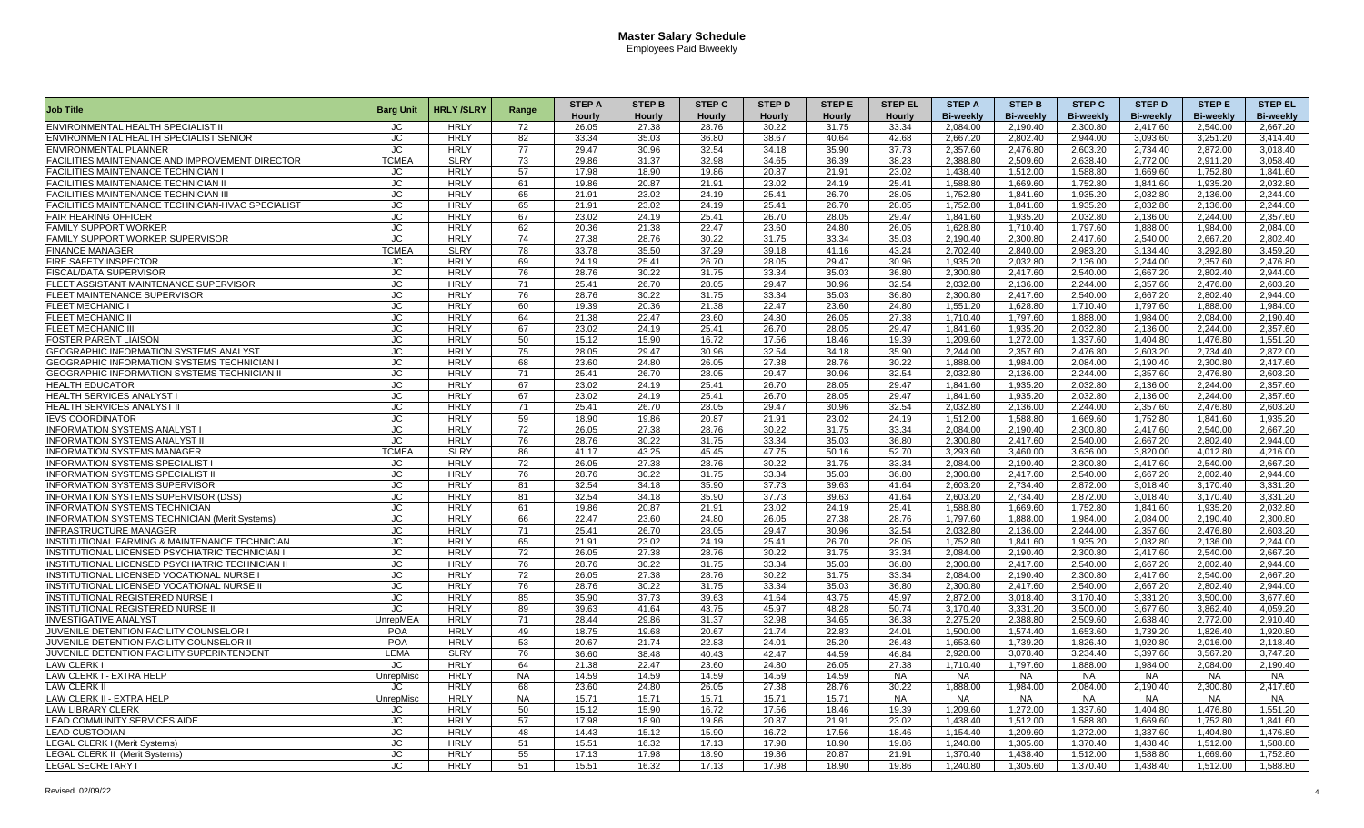# Master Salary Schedule

Employees Paid Biweekly

| Job Title | Barg Unit | HRLY /SLRY | Range | STEP A Hourly | STEP B Hourly | STEP C Hourly | STEP D Hourly | STEP E Hourly | STEP EL Hourly | STEP A Bi-weekly | STEP B Bi-weekly | STEP C Bi-weekly | STEP D Bi-weekly | STEP E Bi-weekly | STEP EL Bi-weekly |
|---|---|---|---|---|---|---|---|---|---|---|---|---|---|---|---|
| ENVIRONMENTAL HEALTH SPECIALIST II | JC | HRLY | 72 | 26.05 | 27.38 | 28.76 | 30.22 | 31.75 | 33.34 | 2,084.00 | 2,190.40 | 2,300.80 | 2,417.60 | 2,540.00 | 2,667.20 |
| ENVIRONMENTAL HEALTH SPECIALIST SENIOR | JC | HRLY | 82 | 33.34 | 35.03 | 36.80 | 38.67 | 40.64 | 42.68 | 2,667.20 | 2,802.40 | 2,944.00 | 3,093.60 | 3,251.20 | 3,414.40 |
| ENVIRONMENTAL PLANNER | JC | HRLY | 77 | 29.47 | 30.96 | 32.54 | 34.18 | 35.90 | 37.73 | 2,357.60 | 2,476.80 | 2,603.20 | 2,734.40 | 2,872.00 | 3,018.40 |
| FACILITIES MAINTENANCE AND IMPROVEMENT DIRECTOR | TCMEA | SLRY | 73 | 29.86 | 31.37 | 32.98 | 34.65 | 36.39 | 38.23 | 2,388.80 | 2,509.60 | 2,638.40 | 2,772.00 | 2,911.20 | 3,058.40 |
| FACILITIES MAINTENANCE TECHNICIAN I | JC | HRLY | 57 | 17.98 | 18.90 | 19.86 | 20.87 | 21.91 | 23.02 | 1,438.40 | 1,512.00 | 1,588.80 | 1,669.60 | 1,752.80 | 1,841.60 |
| FACILITIES MAINTENANCE TECHNICIAN II | JC | HRLY | 61 | 19.86 | 20.87 | 21.91 | 23.02 | 24.19 | 25.41 | 1,588.80 | 1,669.60 | 1,752.80 | 1,841.60 | 1,935.20 | 2,032.80 |
| FACILITIES MAINTENANCE TECHNICIAN III | JC | HRLY | 65 | 21.91 | 23.02 | 24.19 | 25.41 | 26.70 | 28.05 | 1,752.80 | 1,841.60 | 1,935.20 | 2,032.80 | 2,136.00 | 2,244.00 |
| FACILITIES MAINTENANCE TECHNICIAN-HVAC SPECIALIST | JC | HRLY | 65 | 21.91 | 23.02 | 24.19 | 25.41 | 26.70 | 28.05 | 1,752.80 | 1,841.60 | 1,935.20 | 2,032.80 | 2,136.00 | 2,244.00 |
| FAIR HEARING OFFICER | JC | HRLY | 67 | 23.02 | 24.19 | 25.41 | 26.70 | 28.05 | 29.47 | 1,841.60 | 1,935.20 | 2,032.80 | 2,136.00 | 2,244.00 | 2,357.60 |
| FAMILY SUPPORT WORKER | JC | HRLY | 62 | 20.36 | 21.38 | 22.47 | 23.60 | 24.80 | 26.05 | 1,628.80 | 1,710.40 | 1,797.60 | 1,888.00 | 1,984.00 | 2,084.00 |
| FAMILY SUPPORT WORKER SUPERVISOR | JC | HRLY | 74 | 27.38 | 28.76 | 30.22 | 31.75 | 33.34 | 35.03 | 2,190.40 | 2,300.80 | 2,417.60 | 2,540.00 | 2,667.20 | 2,802.40 |
| FINANCE MANAGER | TCMEA | SLRY | 78 | 33.78 | 35.50 | 37.29 | 39.18 | 41.16 | 43.24 | 2,702.40 | 2,840.00 | 2,983.20 | 3,134.40 | 3,292.80 | 3,459.20 |
| FIRE SAFETY INSPECTOR | JC | HRLY | 69 | 24.19 | 25.41 | 26.70 | 28.05 | 29.47 | 30.96 | 1,935.20 | 2,032.80 | 2,136.00 | 2,244.00 | 2,357.60 | 2,476.80 |
| FISCAL/DATA SUPERVISOR | JC | HRLY | 76 | 28.76 | 30.22 | 31.75 | 33.34 | 35.03 | 36.80 | 2,300.80 | 2,417.60 | 2,540.00 | 2,667.20 | 2,802.40 | 2,944.00 |
| FLEET ASSISTANT MAINTENANCE SUPERVISOR | JC | HRLY | 71 | 25.41 | 26.70 | 28.05 | 29.47 | 30.96 | 32.54 | 2,032.80 | 2,136.00 | 2,244.00 | 2,357.60 | 2,476.80 | 2,603.20 |
| FLEET MAINTENANCE SUPERVISOR | JC | HRLY | 76 | 28.76 | 30.22 | 31.75 | 33.34 | 35.03 | 36.80 | 2,300.80 | 2,417.60 | 2,540.00 | 2,667.20 | 2,802.40 | 2,944.00 |
| FLEET MECHANIC I | JC | HRLY | 60 | 19.39 | 20.36 | 21.38 | 22.47 | 23.60 | 24.80 | 1,551.20 | 1,628.80 | 1,710.40 | 1,797.60 | 1,888.00 | 1,984.00 |
| FLEET MECHANIC II | JC | HRLY | 64 | 21.38 | 22.47 | 23.60 | 24.80 | 26.05 | 27.38 | 1,710.40 | 1,797.60 | 1,888.00 | 1,984.00 | 2,084.00 | 2,190.40 |
| FLEET MECHANIC III | JC | HRLY | 67 | 23.02 | 24.19 | 25.41 | 26.70 | 28.05 | 29.47 | 1,841.60 | 1,935.20 | 2,032.80 | 2,136.00 | 2,244.00 | 2,357.60 |
| FOSTER PARENT LIAISON | JC | HRLY | 50 | 15.12 | 15.90 | 16.72 | 17.56 | 18.46 | 19.39 | 1,209.60 | 1,272.00 | 1,337.60 | 1,404.80 | 1,476.80 | 1,551.20 |
| GEOGRAPHIC INFORMATION SYSTEMS ANALYST | JC | HRLY | 75 | 28.05 | 29.47 | 30.96 | 32.54 | 34.18 | 35.90 | 2,244.00 | 2,357.60 | 2,476.80 | 2,603.20 | 2,734.40 | 2,872.00 |
| GEOGRAPHIC INFORMATION SYSTEMS TECHNICIAN I | JC | HRLY | 68 | 23.60 | 24.80 | 26.05 | 27.38 | 28.76 | 30.22 | 1,888.00 | 1,984.00 | 2,084.00 | 2,190.40 | 2,300.80 | 2,417.60 |
| GEOGRAPHIC INFORMATION SYSTEMS TECHNICIAN II | JC | HRLY | 71 | 25.41 | 26.70 | 28.05 | 29.47 | 30.96 | 32.54 | 2,032.80 | 2,136.00 | 2,244.00 | 2,357.60 | 2,476.80 | 2,603.20 |
| HEALTH EDUCATOR | JC | HRLY | 67 | 23.02 | 24.19 | 25.41 | 26.70 | 28.05 | 29.47 | 1,841.60 | 1,935.20 | 2,032.80 | 2,136.00 | 2,244.00 | 2,357.60 |
| HEALTH SERVICES ANALYST I | JC | HRLY | 67 | 23.02 | 24.19 | 25.41 | 26.70 | 28.05 | 29.47 | 1,841.60 | 1,935.20 | 2,032.80 | 2,136.00 | 2,244.00 | 2,357.60 |
| HEALTH SERVICES ANALYST II | JC | HRLY | 71 | 25.41 | 26.70 | 28.05 | 29.47 | 30.96 | 32.54 | 2,032.80 | 2,136.00 | 2,244.00 | 2,357.60 | 2,476.80 | 2,603.20 |
| IEVS COORDINATOR | JC | HRLY | 59 | 18.90 | 19.86 | 20.87 | 21.91 | 23.02 | 24.19 | 1,512.00 | 1,588.80 | 1,669.60 | 1,752.80 | 1,841.60 | 1,935.20 |
| INFORMATION SYSTEMS ANALYST I | JC | HRLY | 72 | 26.05 | 27.38 | 28.76 | 30.22 | 31.75 | 33.34 | 2,084.00 | 2,190.40 | 2,300.80 | 2,417.60 | 2,540.00 | 2,667.20 |
| INFORMATION SYSTEMS ANALYST II | JC | HRLY | 76 | 28.76 | 30.22 | 31.75 | 33.34 | 35.03 | 36.80 | 2,300.80 | 2,417.60 | 2,540.00 | 2,667.20 | 2,802.40 | 2,944.00 |
| INFORMATION SYSTEMS MANAGER | TCMEA | SLRY | 86 | 41.17 | 43.25 | 45.45 | 47.75 | 50.16 | 52.70 | 3,293.60 | 3,460.00 | 3,636.00 | 3,820.00 | 4,012.80 | 4,216.00 |
| INFORMATION SYSTEMS SPECIALIST I | JC | HRLY | 72 | 26.05 | 27.38 | 28.76 | 30.22 | 31.75 | 33.34 | 2,084.00 | 2,190.40 | 2,300.80 | 2,417.60 | 2,540.00 | 2,667.20 |
| INFORMATION SYSTEMS SPECIALIST II | JC | HRLY | 76 | 28.76 | 30.22 | 31.75 | 33.34 | 35.03 | 36.80 | 2,300.80 | 2,417.60 | 2,540.00 | 2,667.20 | 2,802.40 | 2,944.00 |
| INFORMATION SYSTEMS SUPERVISOR | JC | HRLY | 81 | 32.54 | 34.18 | 35.90 | 37.73 | 39.63 | 41.64 | 2,603.20 | 2,734.40 | 2,872.00 | 3,018.40 | 3,170.40 | 3,331.20 |
| INFORMATION SYSTEMS SUPERVISOR (DSS) | JC | HRLY | 81 | 32.54 | 34.18 | 35.90 | 37.73 | 39.63 | 41.64 | 2,603.20 | 2,734.40 | 2,872.00 | 3,018.40 | 3,170.40 | 3,331.20 |
| INFORMATION SYSTEMS TECHNICIAN | JC | HRLY | 61 | 19.86 | 20.87 | 21.91 | 23.02 | 24.19 | 25.41 | 1,588.80 | 1,669.60 | 1,752.80 | 1,841.60 | 1,935.20 | 2,032.80 |
| INFORMATION SYSTEMS TECHNICIAN (Merit Systems) | JC | HRLY | 66 | 22.47 | 23.60 | 24.80 | 26.05 | 27.38 | 28.76 | 1,797.60 | 1,888.00 | 1,984.00 | 2,084.00 | 2,190.40 | 2,300.80 |
| INFRASTRUCTURE MANAGER | JC | HRLY | 71 | 25.41 | 26.70 | 28.05 | 29.47 | 30.96 | 32.54 | 2,032.80 | 2,136.00 | 2,244.00 | 2,357.60 | 2,476.80 | 2,603.20 |
| INSTITUTIONAL FARMING & MAINTENANCE TECHNICIAN | JC | HRLY | 65 | 21.91 | 23.02 | 24.19 | 25.41 | 26.70 | 28.05 | 1,752.80 | 1,841.60 | 1,935.20 | 2,032.80 | 2,136.00 | 2,244.00 |
| INSTITUTIONAL LICENSED PSYCHIATRIC TECHNICIAN I | JC | HRLY | 72 | 26.05 | 27.38 | 28.76 | 30.22 | 31.75 | 33.34 | 2,084.00 | 2,190.40 | 2,300.80 | 2,417.60 | 2,540.00 | 2,667.20 |
| INSTITUTIONAL LICENSED PSYCHIATRIC TECHNICIAN II | JC | HRLY | 76 | 28.76 | 30.22 | 31.75 | 33.34 | 35.03 | 36.80 | 2,300.80 | 2,417.60 | 2,540.00 | 2,667.20 | 2,802.40 | 2,944.00 |
| INSTITUTIONAL LICENSED VOCATIONAL NURSE I | JC | HRLY | 72 | 26.05 | 27.38 | 28.76 | 30.22 | 31.75 | 33.34 | 2,084.00 | 2,190.40 | 2,300.80 | 2,417.60 | 2,540.00 | 2,667.20 |
| INSTITUTIONAL LICENSED VOCATIONAL NURSE II | JC | HRLY | 76 | 28.76 | 30.22 | 31.75 | 33.34 | 35.03 | 36.80 | 2,300.80 | 2,417.60 | 2,540.00 | 2,667.20 | 2,802.40 | 2,944.00 |
| INSTITUTIONAL REGISTERED NURSE I | JC | HRLY | 85 | 35.90 | 37.73 | 39.63 | 41.64 | 43.75 | 45.97 | 2,872.00 | 3,018.40 | 3,170.40 | 3,331.20 | 3,500.00 | 3,677.60 |
| INSTITUTIONAL REGISTERED NURSE II | JC | HRLY | 89 | 39.63 | 41.64 | 43.75 | 45.97 | 48.28 | 50.74 | 3,170.40 | 3,331.20 | 3,500.00 | 3,677.60 | 3,862.40 | 4,059.20 |
| INVESTIGATIVE ANALYST | UnrepMEA | HRLY | 71 | 28.44 | 29.86 | 31.37 | 32.98 | 34.65 | 36.38 | 2,275.20 | 2,388.80 | 2,509.60 | 2,638.40 | 2,772.00 | 2,910.40 |
| JUVENILE DETENTION FACILITY COUNSELOR I | POA | HRLY | 49 | 18.75 | 19.68 | 20.67 | 21.74 | 22.83 | 24.01 | 1,500.00 | 1,574.40 | 1,653.60 | 1,739.20 | 1,826.40 | 1,920.80 |
| JUVENILE DETENTION FACILITY COUNSELOR II | POA | HRLY | 53 | 20.67 | 21.74 | 22.83 | 24.01 | 25.20 | 26.48 | 1,653.60 | 1,739.20 | 1,826.40 | 1,920.80 | 2,016.00 | 2,118.40 |
| JUVENILE DETENTION FACILITY SUPERINTENDENT | LEMA | SLRY | 76 | 36.60 | 38.48 | 40.43 | 42.47 | 44.59 | 46.84 | 2,928.00 | 3,078.40 | 3,234.40 | 3,397.60 | 3,567.20 | 3,747.20 |
| LAW CLERK I | JC | HRLY | 64 | 21.38 | 22.47 | 23.60 | 24.80 | 26.05 | 27.38 | 1,710.40 | 1,797.60 | 1,888.00 | 1,984.00 | 2,084.00 | 2,190.40 |
| LAW CLERK I - EXTRA HELP | UnrepMisc | HRLY | NA | 14.59 | 14.59 | 14.59 | 14.59 | 14.59 | NA | NA | NA | NA | NA | NA | NA |
| LAW CLERK II | JC | HRLY | 68 | 23.60 | 24.80 | 26.05 | 27.38 | 28.76 | 30.22 | 1,888.00 | 1,984.00 | 2,084.00 | 2,190.40 | 2,300.80 | 2,417.60 |
| LAW CLERK II - EXTRA HELP | UnrepMisc | HRLY | NA | 15.71 | 15.71 | 15.71 | 15.71 | 15.71 | NA | NA | NA | NA | NA | NA | NA |
| LAW LIBRARY CLERK | JC | HRLY | 50 | 15.12 | 15.90 | 16.72 | 17.56 | 18.46 | 19.39 | 1,209.60 | 1,272.00 | 1,337.60 | 1,404.80 | 1,476.80 | 1,551.20 |
| LEAD COMMUNITY SERVICES AIDE | JC | HRLY | 57 | 17.98 | 18.90 | 19.86 | 20.87 | 21.91 | 23.02 | 1,438.40 | 1,512.00 | 1,588.80 | 1,669.60 | 1,752.80 | 1,841.60 |
| LEAD CUSTODIAN | JC | HRLY | 48 | 14.43 | 15.12 | 15.90 | 16.72 | 17.56 | 18.46 | 1,154.40 | 1,209.60 | 1,272.00 | 1,337.60 | 1,404.80 | 1,476.80 |
| LEGAL CLERK I (Merit Systems) | JC | HRLY | 51 | 15.51 | 16.32 | 17.13 | 17.98 | 18.90 | 19.86 | 1,240.80 | 1,305.60 | 1,370.40 | 1,438.40 | 1,512.00 | 1,588.80 |
| LEGAL CLERK II (Merit Systems) | JC | HRLY | 55 | 17.13 | 17.98 | 18.90 | 19.86 | 20.87 | 21.91 | 1,370.40 | 1,438.40 | 1,512.00 | 1,588.80 | 1,669.60 | 1,752.80 |
| LEGAL SECRETARY I | JC | HRLY | 51 | 15.51 | 16.32 | 17.13 | 17.98 | 18.90 | 19.86 | 1,240.80 | 1,305.60 | 1,370.40 | 1,438.40 | 1,512.00 | 1,588.80 |

Revised 02/09/22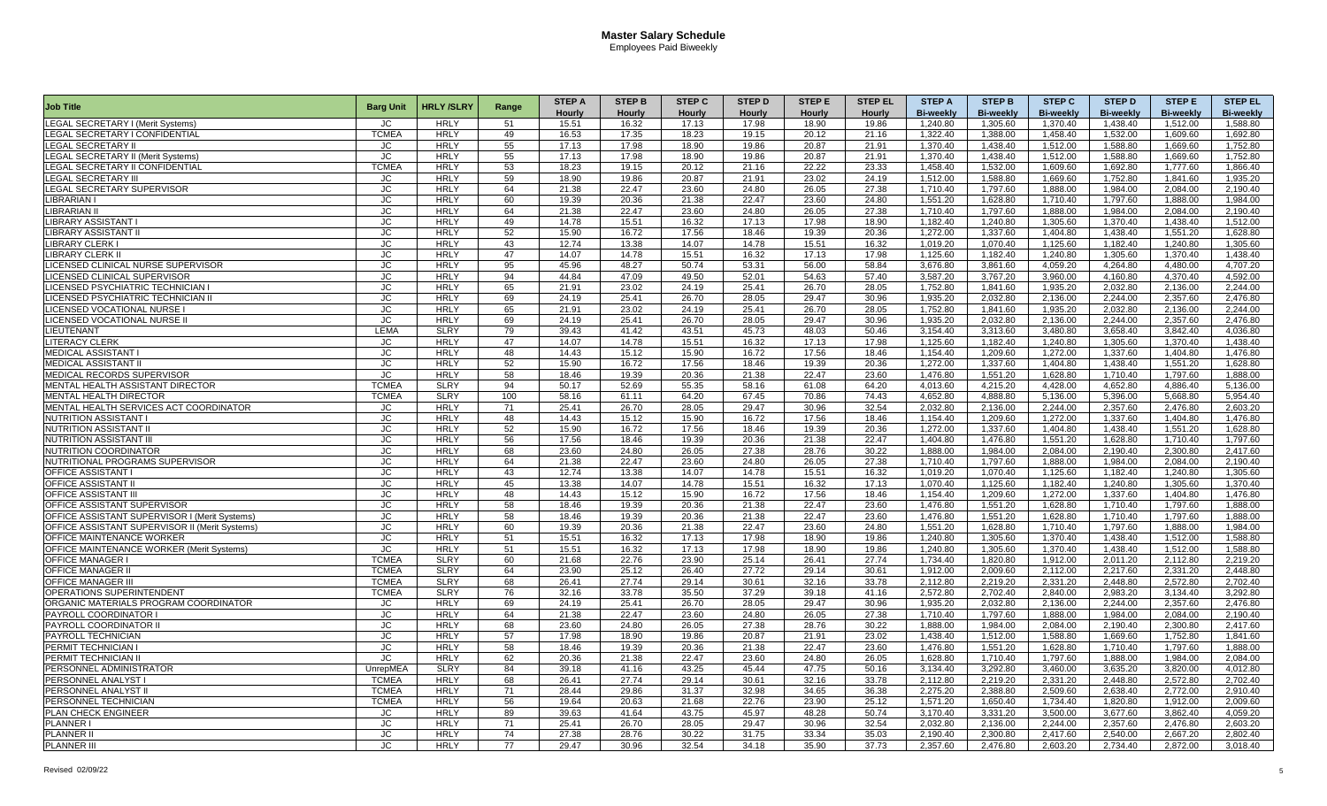# Master Salary Schedule

Employees Paid Biweekly

| Job Title | Barg Unit | HRLY /SLRY | Range | STEP A Hourly | STEP B Hourly | STEP C Hourly | STEP D Hourly | STEP E Hourly | STEP EL Hourly | STEP A Bi-weekly | STEP B Bi-weekly | STEP C Bi-weekly | STEP D Bi-weekly | STEP E Bi-weekly | STEP EL Bi-weekly |
|---|---|---|---|---|---|---|---|---|---|---|---|---|---|---|---|
| LEGAL SECRETARY I (Merit Systems) | JC | HRLY | 51 | 15.51 | 16.32 | 17.13 | 17.98 | 18.90 | 19.86 | 1,240.80 | 1,305.60 | 1,370.40 | 1,438.40 | 1,512.00 | 1,588.80 |
| LEGAL SECRETARY I CONFIDENTIAL | TCMEA | HRLY | 49 | 16.53 | 17.35 | 18.23 | 19.15 | 20.12 | 21.16 | 1,322.40 | 1,388.00 | 1,458.40 | 1,532.00 | 1,609.60 | 1,692.80 |
| LEGAL SECRETARY II | JC | HRLY | 55 | 17.13 | 17.98 | 18.90 | 19.86 | 20.87 | 21.91 | 1,370.40 | 1,438.40 | 1,512.00 | 1,588.80 | 1,669.60 | 1,752.80 |
| LEGAL SECRETARY II (Merit Systems) | JC | HRLY | 55 | 17.13 | 17.98 | 18.90 | 19.86 | 20.87 | 21.91 | 1,370.40 | 1,438.40 | 1,512.00 | 1,588.80 | 1,669.60 | 1,752.80 |
| LEGAL SECRETARY II CONFIDENTIAL | TCMEA | HRLY | 53 | 18.23 | 19.15 | 20.12 | 21.16 | 22.22 | 23.33 | 1,458.40 | 1,532.00 | 1,609.60 | 1,692.80 | 1,777.60 | 1,866.40 |
| LEGAL SECRETARY III | JC | HRLY | 59 | 18.90 | 19.86 | 20.87 | 21.91 | 23.02 | 24.19 | 1,512.00 | 1,588.80 | 1,669.60 | 1,752.80 | 1,841.60 | 1,935.20 |
| LEGAL SECRETARY SUPERVISOR | JC | HRLY | 64 | 21.38 | 22.47 | 23.60 | 24.80 | 26.05 | 27.38 | 1,710.40 | 1,797.60 | 1,888.00 | 1,984.00 | 2,084.00 | 2,190.40 |
| LIBRARIAN I | JC | HRLY | 60 | 19.39 | 20.36 | 21.38 | 22.47 | 23.60 | 24.80 | 1,551.20 | 1,628.80 | 1,710.40 | 1,797.60 | 1,888.00 | 1,984.00 |
| LIBRARIAN II | JC | HRLY | 64 | 21.38 | 22.47 | 23.60 | 24.80 | 26.05 | 27.38 | 1,710.40 | 1,797.60 | 1,888.00 | 1,984.00 | 2,084.00 | 2,190.40 |
| LIBRARY ASSISTANT I | JC | HRLY | 49 | 14.78 | 15.51 | 16.32 | 17.13 | 17.98 | 18.90 | 1,182.40 | 1,240.80 | 1,305.60 | 1,370.40 | 1,438.40 | 1,512.00 |
| LIBRARY ASSISTANT II | JC | HRLY | 52 | 15.90 | 16.72 | 17.56 | 18.46 | 19.39 | 20.36 | 1,272.00 | 1,337.60 | 1,404.80 | 1,438.40 | 1,551.20 | 1,628.80 |
| LIBRARY CLERK I | JC | HRLY | 43 | 12.74 | 13.38 | 14.07 | 14.78 | 15.51 | 16.32 | 1,019.20 | 1,070.40 | 1,125.60 | 1,182.40 | 1,240.80 | 1,305.60 |
| LIBRARY CLERK II | JC | HRLY | 47 | 14.07 | 14.78 | 15.51 | 16.32 | 17.13 | 17.98 | 1,125.60 | 1,182.40 | 1,240.80 | 1,305.60 | 1,370.40 | 1,438.40 |
| LICENSED CLINICAL NURSE SUPERVISOR | JC | HRLY | 95 | 45.96 | 48.27 | 50.74 | 53.31 | 56.00 | 58.84 | 3,676.80 | 3,861.60 | 4,059.20 | 4,264.80 | 4,480.00 | 4,707.20 |
| LICENSED CLINICAL SUPERVISOR | JC | HRLY | 94 | 44.84 | 47.09 | 49.50 | 52.01 | 54.63 | 57.40 | 3,587.20 | 3,767.20 | 3,960.00 | 4,160.80 | 4,370.40 | 4,592.00 |
| LICENSED PSYCHIATRIC TECHNICIAN I | JC | HRLY | 65 | 21.91 | 23.02 | 24.19 | 25.41 | 26.70 | 28.05 | 1,752.80 | 1,841.60 | 1,935.20 | 2,032.80 | 2,136.00 | 2,244.00 |
| LICENSED PSYCHIATRIC TECHNICIAN II | JC | HRLY | 69 | 24.19 | 25.41 | 26.70 | 28.05 | 29.47 | 30.96 | 1,935.20 | 2,032.80 | 2,136.00 | 2,244.00 | 2,357.60 | 2,476.80 |
| LICENSED VOCATIONAL NURSE I | JC | HRLY | 65 | 21.91 | 23.02 | 24.19 | 25.41 | 26.70 | 28.05 | 1,752.80 | 1,841.60 | 1,935.20 | 2,032.80 | 2,136.00 | 2,244.00 |
| LICENSED VOCATIONAL NURSE II | JC | HRLY | 69 | 24.19 | 25.41 | 26.70 | 28.05 | 29.47 | 30.96 | 1,935.20 | 2,032.80 | 2,136.00 | 2,244.00 | 2,357.60 | 2,476.80 |
| LIEUTENANT | LEMA | SLRY | 79 | 39.43 | 41.42 | 43.51 | 45.73 | 48.03 | 50.46 | 3,154.40 | 3,313.60 | 3,480.80 | 3,658.40 | 3,842.40 | 4,036.80 |
| LITERACY CLERK | JC | HRLY | 47 | 14.07 | 14.78 | 15.51 | 16.32 | 17.13 | 17.98 | 1,125.60 | 1,182.40 | 1,240.80 | 1,305.60 | 1,370.40 | 1,438.40 |
| MEDICAL ASSISTANT I | JC | HRLY | 48 | 14.43 | 15.12 | 15.90 | 16.72 | 17.56 | 18.46 | 1,154.40 | 1,209.60 | 1,272.00 | 1,337.60 | 1,404.80 | 1,476.80 |
| MEDICAL ASSISTANT II | JC | HRLY | 52 | 15.90 | 16.72 | 17.56 | 18.46 | 19.39 | 20.36 | 1,272.00 | 1,337.60 | 1,404.80 | 1,438.40 | 1,551.20 | 1,628.80 |
| MEDICAL RECORDS SUPERVISOR | JC | HRLY | 58 | 18.46 | 19.39 | 20.36 | 21.38 | 22.47 | 23.60 | 1,476.80 | 1,551.20 | 1,628.80 | 1,710.40 | 1,797.60 | 1,888.00 |
| MENTAL HEALTH ASSISTANT DIRECTOR | TCMEA | SLRY | 94 | 50.17 | 52.69 | 55.35 | 58.16 | 61.08 | 64.20 | 4,013.60 | 4,215.20 | 4,428.00 | 4,652.80 | 4,886.40 | 5,136.00 |
| MENTAL HEALTH DIRECTOR | TCMEA | SLRY | 100 | 58.16 | 61.11 | 64.20 | 67.45 | 70.86 | 74.43 | 4,652.80 | 4,888.80 | 5,136.00 | 5,396.00 | 5,668.80 | 5,954.40 |
| MENTAL HEALTH SERVICES ACT COORDINATOR | JC | HRLY | 71 | 25.41 | 26.70 | 28.05 | 29.47 | 30.96 | 32.54 | 2,032.80 | 2,136.00 | 2,244.00 | 2,357.60 | 2,476.80 | 2,603.20 |
| NUTRITION ASSISTANT I | JC | HRLY | 48 | 14.43 | 15.12 | 15.90 | 16.72 | 17.56 | 18.46 | 1,154.40 | 1,209.60 | 1,272.00 | 1,337.60 | 1,404.80 | 1,476.80 |
| NUTRITION ASSISTANT II | JC | HRLY | 52 | 15.90 | 16.72 | 17.56 | 18.46 | 19.39 | 20.36 | 1,272.00 | 1,337.60 | 1,404.80 | 1,438.40 | 1,551.20 | 1,628.80 |
| NUTRITION ASSISTANT III | JC | HRLY | 56 | 17.56 | 18.46 | 19.39 | 20.36 | 21.38 | 22.47 | 1,404.80 | 1,476.80 | 1,551.20 | 1,628.80 | 1,710.40 | 1,797.60 |
| NUTRITION COORDINATOR | JC | HRLY | 68 | 23.60 | 24.80 | 26.05 | 27.38 | 28.76 | 30.22 | 1,888.00 | 1,984.00 | 2,084.00 | 2,190.40 | 2,300.80 | 2,417.60 |
| NUTRITIONAL PROGRAMS SUPERVISOR | JC | HRLY | 64 | 21.38 | 22.47 | 23.60 | 24.80 | 26.05 | 27.38 | 1,710.40 | 1,797.60 | 1,888.00 | 1,984.00 | 2,084.00 | 2,190.40 |
| OFFICE ASSISTANT I | JC | HRLY | 43 | 12.74 | 13.38 | 14.07 | 14.78 | 15.51 | 16.32 | 1,019.20 | 1,070.40 | 1,125.60 | 1,182.40 | 1,240.80 | 1,305.60 |
| OFFICE ASSISTANT II | JC | HRLY | 45 | 13.38 | 14.07 | 14.78 | 15.51 | 16.32 | 17.13 | 1,070.40 | 1,125.60 | 1,182.40 | 1,240.80 | 1,305.60 | 1,370.40 |
| OFFICE ASSISTANT III | JC | HRLY | 48 | 14.43 | 15.12 | 15.90 | 16.72 | 17.56 | 18.46 | 1,154.40 | 1,209.60 | 1,272.00 | 1,337.60 | 1,404.80 | 1,476.80 |
| OFFICE ASSISTANT SUPERVISOR | JC | HRLY | 58 | 18.46 | 19.39 | 20.36 | 21.38 | 22.47 | 23.60 | 1,476.80 | 1,551.20 | 1,628.80 | 1,710.40 | 1,797.60 | 1,888.00 |
| OFFICE ASSISTANT SUPERVISOR I (Merit Systems) | JC | HRLY | 58 | 18.46 | 19.39 | 20.36 | 21.38 | 22.47 | 23.60 | 1,476.80 | 1,551.20 | 1,628.80 | 1,710.40 | 1,797.60 | 1,888.00 |
| OFFICE ASSISTANT SUPERVISOR II (Merit Systems) | JC | HRLY | 60 | 19.39 | 20.36 | 21.38 | 22.47 | 23.60 | 24.80 | 1,551.20 | 1,628.80 | 1,710.40 | 1,797.60 | 1,888.00 | 1,984.00 |
| OFFICE MAINTENANCE WORKER | JC | HRLY | 51 | 15.51 | 16.32 | 17.13 | 17.98 | 18.90 | 19.86 | 1,240.80 | 1,305.60 | 1,370.40 | 1,438.40 | 1,512.00 | 1,588.80 |
| OFFICE MAINTENANCE WORKER (Merit Systems) | JC | HRLY | 51 | 15.51 | 16.32 | 17.13 | 17.98 | 18.90 | 19.86 | 1,240.80 | 1,305.60 | 1,370.40 | 1,438.40 | 1,512.00 | 1,588.80 |
| OFFICE MANAGER I | TCMEA | SLRY | 60 | 21.68 | 22.76 | 23.90 | 25.14 | 26.41 | 27.74 | 1,734.40 | 1,820.80 | 1,912.00 | 2,011.20 | 2,112.80 | 2,219.20 |
| OFFICE MANAGER II | TCMEA | SLRY | 64 | 23.90 | 25.12 | 26.40 | 27.72 | 29.14 | 30.61 | 1,912.00 | 2,009.60 | 2,112.00 | 2,217.60 | 2,331.20 | 2,448.80 |
| OFFICE MANAGER III | TCMEA | SLRY | 68 | 26.41 | 27.74 | 29.14 | 30.61 | 32.16 | 33.78 | 2,112.80 | 2,219.20 | 2,331.20 | 2,448.80 | 2,572.80 | 2,702.40 |
| OPERATIONS SUPERINTENDENT | TCMEA | SLRY | 76 | 32.16 | 33.78 | 35.50 | 37.29 | 39.18 | 41.16 | 2,572.80 | 2,702.40 | 2,840.00 | 2,983.20 | 3,134.40 | 3,292.80 |
| ORGANIC MATERIALS PROGRAM COORDINATOR | JC | HRLY | 69 | 24.19 | 25.41 | 26.70 | 28.05 | 29.47 | 30.96 | 1,935.20 | 2,032.80 | 2,136.00 | 2,244.00 | 2,357.60 | 2,476.80 |
| PAYROLL COORDINATOR I | JC | HRLY | 64 | 21.38 | 22.47 | 23.60 | 24.80 | 26.05 | 27.38 | 1,710.40 | 1,797.60 | 1,888.00 | 1,984.00 | 2,084.00 | 2,190.40 |
| PAYROLL COORDINATOR II | JC | HRLY | 68 | 23.60 | 24.80 | 26.05 | 27.38 | 28.76 | 30.22 | 1,888.00 | 1,984.00 | 2,084.00 | 2,190.40 | 2,300.80 | 2,417.60 |
| PAYROLL TECHNICIAN | JC | HRLY | 57 | 17.98 | 18.90 | 19.86 | 20.87 | 21.91 | 23.02 | 1,438.40 | 1,512.00 | 1,588.80 | 1,669.60 | 1,752.80 | 1,841.60 |
| PERMIT TECHNICIAN I | JC | HRLY | 58 | 18.46 | 19.39 | 20.36 | 21.38 | 22.47 | 23.60 | 1,476.80 | 1,551.20 | 1,628.80 | 1,710.40 | 1,797.60 | 1,888.00 |
| PERMIT TECHNICIAN II | JC | HRLY | 62 | 20.36 | 21.38 | 22.47 | 23.60 | 24.80 | 26.05 | 1,628.80 | 1,710.40 | 1,797.60 | 1,888.00 | 1,984.00 | 2,084.00 |
| PERSONNEL ADMINISTRATOR | UnrepMEA | SLRY | 84 | 39.18 | 41.16 | 43.25 | 45.44 | 47.75 | 50.16 | 3,134.40 | 3,292.80 | 3,460.00 | 3,635.20 | 3,820.00 | 4,012.80 |
| PERSONNEL ANALYST I | TCMEA | HRLY | 68 | 26.41 | 27.74 | 29.14 | 30.61 | 32.16 | 33.78 | 2,112.80 | 2,219.20 | 2,331.20 | 2,448.80 | 2,572.80 | 2,702.40 |
| PERSONNEL ANALYST II | TCMEA | HRLY | 71 | 28.44 | 29.86 | 31.37 | 32.98 | 34.65 | 36.38 | 2,275.20 | 2,388.80 | 2,509.60 | 2,638.40 | 2,772.00 | 2,910.40 |
| PERSONNEL TECHNICIAN | TCMEA | HRLY | 56 | 19.64 | 20.63 | 21.68 | 22.76 | 23.90 | 25.12 | 1,571.20 | 1,650.40 | 1,734.40 | 1,820.80 | 1,912.00 | 2,009.60 |
| PLAN CHECK ENGINEER | JC | HRLY | 89 | 39.63 | 41.64 | 43.75 | 45.97 | 48.28 | 50.74 | 3,170.40 | 3,331.20 | 3,500.00 | 3,677.60 | 3,862.40 | 4,059.20 |
| PLANNER I | JC | HRLY | 71 | 25.41 | 26.70 | 28.05 | 29.47 | 30.96 | 32.54 | 2,032.80 | 2,136.00 | 2,244.00 | 2,357.60 | 2,476.80 | 2,603.20 |
| PLANNER II | JC | HRLY | 74 | 27.38 | 28.76 | 30.22 | 31.75 | 33.34 | 35.03 | 2,190.40 | 2,300.80 | 2,417.60 | 2,540.00 | 2,667.20 | 2,802.40 |
| PLANNER III | JC | HRLY | 77 | 29.47 | 30.96 | 32.54 | 34.18 | 35.90 | 37.73 | 2,357.60 | 2,476.80 | 2,603.20 | 2,734.40 | 2,872.00 | 3,018.40 |

Revised 02/09/22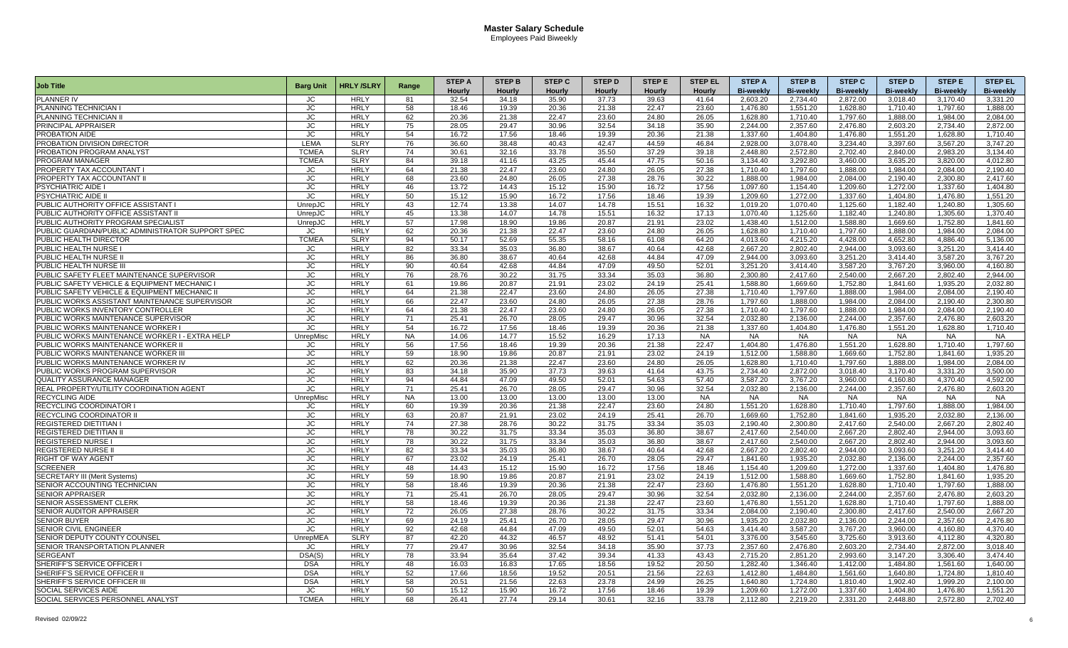# Master Salary Schedule

Employees Paid Biweekly

| Job Title | Barg Unit | HRLY /SLRY | Range | STEP A Hourly | STEP B Hourly | STEP C Hourly | STEP D Hourly | STEP E Hourly | STEP EL Hourly | STEP A Bi-weekly | STEP B Bi-weekly | STEP C Bi-weekly | STEP D Bi-weekly | STEP E Bi-weekly | STEP EL Bi-weekly |
|---|---|---|---|---|---|---|---|---|---|---|---|---|---|---|---|
| PLANNER IV | JC | HRLY | 81 | 32.54 | 34.18 | 35.90 | 37.73 | 39.63 | 41.64 | 2,603.20 | 2,734.40 | 2,872.00 | 3,018.40 | 3,170.40 | 3,331.20 |
| PLANNING TECHNICIAN I | JC | HRLY | 58 | 18.46 | 19.39 | 20.36 | 21.38 | 22.47 | 23.60 | 1,476.80 | 1,551.20 | 1,628.80 | 1,710.40 | 1,797.60 | 1,888.00 |
| PLANNING TECHNICIAN II | JC | HRLY | 62 | 20.36 | 21.38 | 22.47 | 23.60 | 24.80 | 26.05 | 1,628.80 | 1,710.40 | 1,797.60 | 1,888.00 | 1,984.00 | 2,084.00 |
| PRINCIPAL APPRAISER | JC | HRLY | 75 | 28.05 | 29.47 | 30.96 | 32.54 | 34.18 | 35.90 | 2,244.00 | 2,357.60 | 2,476.80 | 2,603.20 | 2,734.40 | 2,872.00 |
| PROBATION AIDE | JC | HRLY | 54 | 16.72 | 17.56 | 18.46 | 19.39 | 20.36 | 21.38 | 1,337.60 | 1,404.80 | 1,476.80 | 1,551.20 | 1,628.80 | 1,710.40 |
| PROBATION DIVISION DIRECTOR | LEMA | SLRY | 76 | 36.60 | 38.48 | 40.43 | 42.47 | 44.59 | 46.84 | 2,928.00 | 3,078.40 | 3,234.40 | 3,397.60 | 3,567.20 | 3,747.20 |
| PROBATION PROGRAM ANALYST | TCMEA | SLRY | 74 | 30.61 | 32.16 | 33.78 | 35.50 | 37.29 | 39.18 | 2,448.80 | 2,572.80 | 2,702.40 | 2,840.00 | 2,983.20 | 3,134.40 |
| PROGRAM MANAGER | TCMEA | SLRY | 84 | 39.18 | 41.16 | 43.25 | 45.44 | 47.75 | 50.16 | 3,134.40 | 3,292.80 | 3,460.00 | 3,635.20 | 3,820.00 | 4,012.80 |
| PROPERTY TAX ACCOUNTANT I | JC | HRLY | 64 | 21.38 | 22.47 | 23.60 | 24.80 | 26.05 | 27.38 | 1,710.40 | 1,797.60 | 1,888.00 | 1,984.00 | 2,084.00 | 2,190.40 |
| PROPERTY TAX ACCOUNTANT II | JC | HRLY | 68 | 23.60 | 24.80 | 26.05 | 27.38 | 28.76 | 30.22 | 1,888.00 | 1,984.00 | 2,084.00 | 2,190.40 | 2,300.80 | 2,417.60 |
| PSYCHIATRIC AIDE I | JC | HRLY | 46 | 13.72 | 14.43 | 15.12 | 15.90 | 16.72 | 17.56 | 1,097.60 | 1,154.40 | 1,209.60 | 1,272.00 | 1,337.60 | 1,404.80 |
| PSYCHIATRIC AIDE II | JC | HRLY | 50 | 15.12 | 15.90 | 16.72 | 17.56 | 18.46 | 19.39 | 1,209.60 | 1,272.00 | 1,337.60 | 1,404.80 | 1,476.80 | 1,551.20 |
| PUBLIC AUTHORITY OFFICE ASSISTANT I | UnrepJC | HRLY | 43 | 12.74 | 13.38 | 14.07 | 14.78 | 15.51 | 16.32 | 1,019.20 | 1,070.40 | 1,125.60 | 1,182.40 | 1,240.80 | 1,305.60 |
| PUBLIC AUTHORITY OFFICE ASSISTANT II | UnrepJC | HRLY | 45 | 13.38 | 14.07 | 14.78 | 15.51 | 16.32 | 17.13 | 1,070.40 | 1,125.60 | 1,182.40 | 1,240.80 | 1,305.60 | 1,370.40 |
| PUBLIC AUTHORITY PROGRAM SPECIALIST | UnrepJC | HRLY | 57 | 17.98 | 18.90 | 19.86 | 20.87 | 21.91 | 23.02 | 1,438.40 | 1,512.00 | 1,588.80 | 1,669.60 | 1,752.80 | 1,841.60 |
| PUBLIC GUARDIAN/PUBLIC ADMINISTRATOR SUPPORT SPEC | JC | HRLY | 62 | 20.36 | 21.38 | 22.47 | 23.60 | 24.80 | 26.05 | 1,628.80 | 1,710.40 | 1,797.60 | 1,888.00 | 1,984.00 | 2,084.00 |
| PUBLIC HEALTH DIRECTOR | TCMEA | SLRY | 94 | 50.17 | 52.69 | 55.35 | 58.16 | 61.08 | 64.20 | 4,013.60 | 4,215.20 | 4,428.00 | 4,652.80 | 4,886.40 | 5,136.00 |
| PUBLIC HEALTH NURSE I | JC | HRLY | 82 | 33.34 | 35.03 | 36.80 | 38.67 | 40.64 | 42.68 | 2,667.20 | 2,802.40 | 2,944.00 | 3,093.60 | 3,251.20 | 3,414.40 |
| PUBLIC HEALTH NURSE II | JC | HRLY | 86 | 36.80 | 38.67 | 40.64 | 42.68 | 44.84 | 47.09 | 2,944.00 | 3,093.60 | 3,251.20 | 3,414.40 | 3,587.20 | 3,767.20 |
| PUBLIC HEALTH NURSE III | JC | HRLY | 90 | 40.64 | 42.68 | 44.84 | 47.09 | 49.50 | 52.01 | 3,251.20 | 3,414.40 | 3,587.20 | 3,767.20 | 3,960.00 | 4,160.80 |
| PUBLIC SAFETY FLEET MAINTENANCE SUPERVISOR | JC | HRLY | 76 | 28.76 | 30.22 | 31.75 | 33.34 | 35.03 | 36.80 | 2,300.80 | 2,417.60 | 2,540.00 | 2,667.20 | 2,802.40 | 2,944.00 |
| PUBLIC SAFETY VEHICLE & EQUIPMENT MECHANIC I | JC | HRLY | 61 | 19.86 | 20.87 | 21.91 | 23.02 | 24.19 | 25.41 | 1,588.80 | 1,669.60 | 1,752.80 | 1,841.60 | 1,935.20 | 2,032.80 |
| PUBLIC SAFETY VEHICLE & EQUIPMENT MECHANIC II | JC | HRLY | 64 | 21.38 | 22.47 | 23.60 | 24.80 | 26.05 | 27.38 | 1,710.40 | 1,797.60 | 1,888.00 | 1,984.00 | 2,084.00 | 2,190.40 |
| PUBLIC WORKS ASSISTANT MAINTENANCE SUPERVISOR | JC | HRLY | 66 | 22.47 | 23.60 | 24.80 | 26.05 | 27.38 | 28.76 | 1,797.60 | 1,888.00 | 1,984.00 | 2,084.00 | 2,190.40 | 2,300.80 |
| PUBLIC WORKS INVENTORY CONTROLLER | JC | HRLY | 64 | 21.38 | 22.47 | 23.60 | 24.80 | 26.05 | 27.38 | 1,710.40 | 1,797.60 | 1,888.00 | 1,984.00 | 2,084.00 | 2,190.40 |
| PUBLIC WORKS MAINTENANCE SUPERVISOR | JC | HRLY | 71 | 25.41 | 26.70 | 28.05 | 29.47 | 30.96 | 32.54 | 2,032.80 | 2,136.00 | 2,244.00 | 2,357.60 | 2,476.80 | 2,603.20 |
| PUBLIC WORKS MAINTENANCE WORKER I | JC | HRLY | 54 | 16.72 | 17.56 | 18.46 | 19.39 | 20.36 | 21.38 | 1,337.60 | 1,404.80 | 1,476.80 | 1,551.20 | 1,628.80 | 1,710.40 |
| PUBLIC WORKS MAINTENANCE WORKER I - EXTRA HELP | UnrepMisc | HRLY | NA | 14.06 | 14.77 | 15.52 | 16.29 | 17.13 | NA | NA | NA | NA | NA | NA | NA |
| PUBLIC WORKS MAINTENANCE WORKER II | JC | HRLY | 56 | 17.56 | 18.46 | 19.39 | 20.36 | 21.38 | 22.47 | 1,404.80 | 1,476.80 | 1,551.20 | 1,628.80 | 1,710.40 | 1,797.60 |
| PUBLIC WORKS MAINTENANCE WORKER III | JC | HRLY | 59 | 18.90 | 19.86 | 20.87 | 21.91 | 23.02 | 24.19 | 1,512.00 | 1,588.80 | 1,669.60 | 1,752.80 | 1,841.60 | 1,935.20 |
| PUBLIC WORKS MAINTENANCE WORKER IV | JC | HRLY | 62 | 20.36 | 21.38 | 22.47 | 23.60 | 24.80 | 26.05 | 1,628.80 | 1,710.40 | 1,797.60 | 1,888.00 | 1,984.00 | 2,084.00 |
| PUBLIC WORKS PROGRAM SUPERVISOR | JC | HRLY | 83 | 34.18 | 35.90 | 37.73 | 39.63 | 41.64 | 43.75 | 2,734.40 | 2,872.00 | 3,018.40 | 3,170.40 | 3,331.20 | 3,500.00 |
| QUALITY ASSURANCE MANAGER | JC | HRLY | 94 | 44.84 | 47.09 | 49.50 | 52.01 | 54.63 | 57.40 | 3,587.20 | 3,767.20 | 3,960.00 | 4,160.80 | 4,370.40 | 4,592.00 |
| REAL PROPERTY/UTILITY COORDINATION AGENT | JC | HRLY | 71 | 25.41 | 26.70 | 28.05 | 29.47 | 30.96 | 32.54 | 2,032.80 | 2,136.00 | 2,244.00 | 2,357.60 | 2,476.80 | 2,603.20 |
| RECYCLING AIDE | UnrepMisc | HRLY | NA | 13.00 | 13.00 | 13.00 | 13.00 | 13.00 | NA | NA | NA | NA | NA | NA | NA |
| RECYCLING COORDINATOR I | JC | HRLY | 60 | 19.39 | 20.36 | 21.38 | 22.47 | 23.60 | 24.80 | 1,551.20 | 1,628.80 | 1,710.40 | 1,797.60 | 1,888.00 | 1,984.00 |
| RECYCLING COORDINATOR II | JC | HRLY | 63 | 20.87 | 21.91 | 23.02 | 24.19 | 25.41 | 26.70 | 1,669.60 | 1,752.80 | 1,841.60 | 1,935.20 | 2,032.80 | 2,136.00 |
| REGISTERED DIETITIAN I | JC | HRLY | 74 | 27.38 | 28.76 | 30.22 | 31.75 | 33.34 | 35.03 | 2,190.40 | 2,300.80 | 2,417.60 | 2,540.00 | 2,667.20 | 2,802.40 |
| REGISTERED DIETITIAN II | JC | HRLY | 78 | 30.22 | 31.75 | 33.34 | 35.03 | 36.80 | 38.67 | 2,417.60 | 2,540.00 | 2,667.20 | 2,802.40 | 2,944.00 | 3,093.60 |
| REGISTERED NURSE I | JC | HRLY | 78 | 30.22 | 31.75 | 33.34 | 35.03 | 36.80 | 38.67 | 2,417.60 | 2,540.00 | 2,667.20 | 2,802.40 | 2,944.00 | 3,093.60 |
| REGISTERED NURSE II | JC | HRLY | 82 | 33.34 | 35.03 | 36.80 | 38.67 | 40.64 | 42.68 | 2,667.20 | 2,802.40 | 2,944.00 | 3,093.60 | 3,251.20 | 3,414.40 |
| RIGHT OF WAY AGENT | JC | HRLY | 67 | 23.02 | 24.19 | 25.41 | 26.70 | 28.05 | 29.47 | 1,841.60 | 1,935.20 | 2,032.80 | 2,136.00 | 2,244.00 | 2,357.60 |
| SCREENER | JC | HRLY | 48 | 14.43 | 15.12 | 15.90 | 16.72 | 17.56 | 18.46 | 1,154.40 | 1,209.60 | 1,272.00 | 1,337.60 | 1,404.80 | 1,476.80 |
| SECRETARY III (Merit Systems) | JC | HRLY | 59 | 18.90 | 19.86 | 20.87 | 21.91 | 23.02 | 24.19 | 1,512.00 | 1,588.80 | 1,669.60 | 1,752.80 | 1,841.60 | 1,935.20 |
| SENIOR ACCOUNTING TECHNICIAN | JC | HRLY | 58 | 18.46 | 19.39 | 20.36 | 21.38 | 22.47 | 23.60 | 1,476.80 | 1,551.20 | 1,628.80 | 1,710.40 | 1,797.60 | 1,888.00 |
| SENIOR APPRAISER | JC | HRLY | 71 | 25.41 | 26.70 | 28.05 | 29.47 | 30.96 | 32.54 | 2,032.80 | 2,136.00 | 2,244.00 | 2,357.60 | 2,476.80 | 2,603.20 |
| SENIOR ASSESSMENT CLERK | JC | HRLY | 58 | 18.46 | 19.39 | 20.36 | 21.38 | 22.47 | 23.60 | 1,476.80 | 1,551.20 | 1,628.80 | 1,710.40 | 1,797.60 | 1,888.00 |
| SENIOR AUDITOR APPRAISER | JC | HRLY | 72 | 26.05 | 27.38 | 28.76 | 30.22 | 31.75 | 33.34 | 2,084.00 | 2,190.40 | 2,300.80 | 2,417.60 | 2,540.00 | 2,667.20 |
| SENIOR BUYER | JC | HRLY | 69 | 24.19 | 25.41 | 26.70 | 28.05 | 29.47 | 30.96 | 1,935.20 | 2,032.80 | 2,136.00 | 2,244.00 | 2,357.60 | 2,476.80 |
| SENIOR CIVIL ENGINEER | JC | HRLY | 92 | 42.68 | 44.84 | 47.09 | 49.50 | 52.01 | 54.63 | 3,414.40 | 3,587.20 | 3,767.20 | 3,960.00 | 4,160.80 | 4,370.40 |
| SENIOR DEPUTY COUNTY COUNSEL | UnrepMEA | SLRY | 87 | 42.20 | 44.32 | 46.57 | 48.92 | 51.41 | 54.01 | 3,376.00 | 3,545.60 | 3,725.60 | 3,913.60 | 4,112.80 | 4,320.80 |
| SENIOR TRANSPORTATION PLANNER | JC | HRLY | 77 | 29.47 | 30.96 | 32.54 | 34.18 | 35.90 | 37.73 | 2,357.60 | 2,476.80 | 2,603.20 | 2,734.40 | 2,872.00 | 3,018.40 |
| SERGEANT | DSA(S) | HRLY | 78 | 33.94 | 35.64 | 37.42 | 39.34 | 41.33 | 43.43 | 2,715.20 | 2,851.20 | 2,993.60 | 3,147.20 | 3,306.40 | 3,474.40 |
| SHERIFF'S SERVICE OFFICER I | DSA | HRLY | 48 | 16.03 | 16.83 | 17.65 | 18.56 | 19.52 | 20.50 | 1,282.40 | 1,346.40 | 1,412.00 | 1,484.80 | 1,561.60 | 1,640.00 |
| SHERIFF'S SERVICE OFFICER II | DSA | HRLY | 52 | 17.66 | 18.56 | 19.52 | 20.51 | 21.56 | 22.63 | 1,412.80 | 1,484.80 | 1,561.60 | 1,640.80 | 1,724.80 | 1,810.40 |
| SHERIFF'S SERVICE OFFICER III | DSA | HRLY | 58 | 20.51 | 21.56 | 22.63 | 23.78 | 24.99 | 26.25 | 1,640.80 | 1,724.80 | 1,810.40 | 1,902.40 | 1,999.20 | 2,100.00 |
| SOCIAL SERVICES AIDE | JC | HRLY | 50 | 15.12 | 15.90 | 16.72 | 17.56 | 18.46 | 19.39 | 1,209.60 | 1,272.00 | 1,337.60 | 1,404.80 | 1,476.80 | 1,551.20 |
| SOCIAL SERVICES PERSONNEL ANALYST | TCMEA | HRLY | 68 | 26.41 | 27.74 | 29.14 | 30.61 | 32.16 | 33.78 | 2,112.80 | 2,219.20 | 2,331.20 | 2,448.80 | 2,572.80 | 2,702.40 |

Revised 02/09/22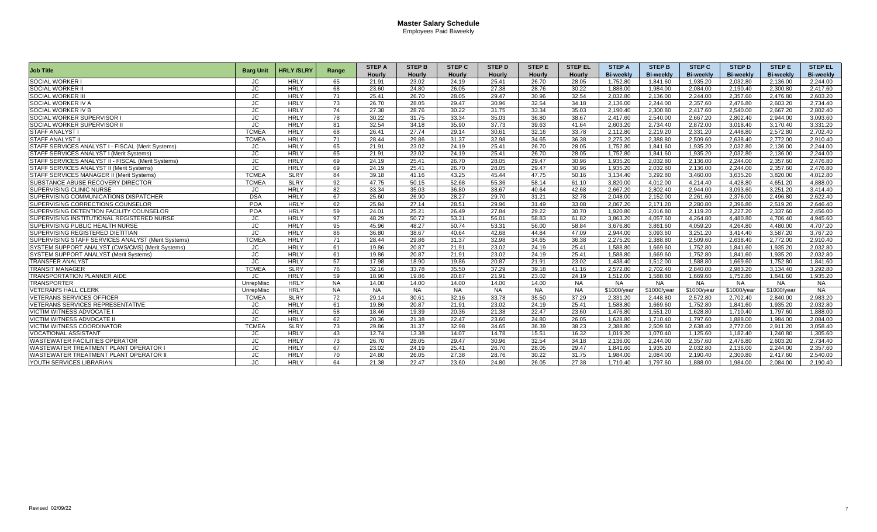# Master Salary Schedule

Employees Paid Biweekly

| Job Title | Barg Unit | HRLY /SLRY | Range | STEP A Hourly | STEP B Hourly | STEP C Hourly | STEP D Hourly | STEP E Hourly | STEP EL Hourly | STEP A Bi-weekly | STEP B Bi-weekly | STEP C Bi-weekly | STEP D Bi-weekly | STEP E Bi-weekly | STEP EL Bi-weekly |
|---|---|---|---|---|---|---|---|---|---|---|---|---|---|---|---|
| SOCIAL WORKER I | JC | HRLY | 65 | 21.91 | 23.02 | 24.19 | 25.41 | 26.70 | 28.05 | 1,752.80 | 1,841.60 | 1,935.20 | 2,032.80 | 2,136.00 | 2,244.00 |
| SOCIAL WORKER II | JC | HRLY | 68 | 23.60 | 24.80 | 26.05 | 27.38 | 28.76 | 30.22 | 1,888.00 | 1,984.00 | 2,084.00 | 2,190.40 | 2,300.80 | 2,417.60 |
| SOCIAL WORKER III | JC | HRLY | 71 | 25.41 | 26.70 | 28.05 | 29.47 | 30.96 | 32.54 | 2,032.80 | 2,136.00 | 2,244.00 | 2,357.60 | 2,476.80 | 2,603.20 |
| SOCIAL WORKER IV A | JC | HRLY | 73 | 26.70 | 28.05 | 29.47 | 30.96 | 32.54 | 34.18 | 2,136.00 | 2,244.00 | 2,357.60 | 2,476.80 | 2,603.20 | 2,734.40 |
| SOCIAL WORKER IV B | JC | HRLY | 74 | 27.38 | 28.76 | 30.22 | 31.75 | 33.34 | 35.03 | 2,190.40 | 2,300.80 | 2,417.60 | 2,540.00 | 2,667.20 | 2,802.40 |
| SOCIAL WORKER SUPERVISOR I | JC | HRLY | 78 | 30.22 | 31.75 | 33.34 | 35.03 | 36.80 | 38.67 | 2,417.60 | 2,540.00 | 2,667.20 | 2,802.40 | 2,944.00 | 3,093.60 |
| SOCIAL WORKER SUPERVISOR II | JC | HRLY | 81 | 32.54 | 34.18 | 35.90 | 37.73 | 39.63 | 41.64 | 2,603.20 | 2,734.40 | 2,872.00 | 3,018.40 | 3,170.40 | 3,331.20 |
| STAFF ANALYST I | TCMEA | HRLY | 68 | 26.41 | 27.74 | 29.14 | 30.61 | 32.16 | 33.78 | 2,112.80 | 2,219.20 | 2,331.20 | 2,448.80 | 2,572.80 | 2,702.40 |
| STAFF ANALYST II | TCMEA | HRLY | 71 | 28.44 | 29.86 | 31.37 | 32.98 | 34.65 | 36.38 | 2,275.20 | 2,388.80 | 2,509.60 | 2,638.40 | 2,772.00 | 2,910.40 |
| STAFF SERVICES ANALYST I - FISCAL (Merit Systems) | JC | HRLY | 65 | 21.91 | 23.02 | 24.19 | 25.41 | 26.70 | 28.05 | 1,752.80 | 1,841.60 | 1,935.20 | 2,032.80 | 2,136.00 | 2,244.00 |
| STAFF SERVICES ANALYST I (Merit Systems) | JC | HRLY | 65 | 21.91 | 23.02 | 24.19 | 25.41 | 26.70 | 28.05 | 1,752.80 | 1,841.60 | 1,935.20 | 2,032.80 | 2,136.00 | 2,244.00 |
| STAFF SERVICES ANALYST II - FISCAL (Merit Systems) | JC | HRLY | 69 | 24.19 | 25.41 | 26.70 | 28.05 | 29.47 | 30.96 | 1,935.20 | 2,032.80 | 2,136.00 | 2,244.00 | 2,357.60 | 2,476.80 |
| STAFF SERVICES ANALYST II (Merit Systems) | JC | HRLY | 69 | 24.19 | 25.41 | 26.70 | 28.05 | 29.47 | 30.96 | 1,935.20 | 2,032.80 | 2,136.00 | 2,244.00 | 2,357.60 | 2,476.80 |
| STAFF SERVICES MANAGER II (Merit Systems) | TCMEA | SLRY | 84 | 39.18 | 41.16 | 43.25 | 45.44 | 47.75 | 50.16 | 3,134.40 | 3,292.80 | 3,460.00 | 3,635.20 | 3,820.00 | 4,012.80 |
| SUBSTANCE ABUSE RECOVERY DIRECTOR | TCMEA | SLRY | 92 | 47.75 | 50.15 | 52.68 | 55.36 | 58.14 | 61.10 | 3,820.00 | 4,012.00 | 4,214.40 | 4,428.80 | 4,651.20 | 4,888.00 |
| SUPERVISING CLINIC NURSE | JC | HRLY | 82 | 33.34 | 35.03 | 36.80 | 38.67 | 40.64 | 42.68 | 2,667.20 | 2,802.40 | 2,944.00 | 3,093.60 | 3,251.20 | 3,414.40 |
| SUPERVISING COMMUNICATIONS DISPATCHER | DSA | HRLY | 67 | 25.60 | 26.90 | 28.27 | 29.70 | 31.21 | 32.78 | 2,048.00 | 2,152.00 | 2,261.60 | 2,376.00 | 2,496.80 | 2,622.40 |
| SUPERVISING CORRECTIONS COUNSELOR | POA | HRLY | 62 | 25.84 | 27.14 | 28.51 | 29.96 | 31.49 | 33.08 | 2,067.20 | 2,171.20 | 2,280.80 | 2,396.80 | 2,519.20 | 2,646.40 |
| SUPERVISING DETENTION FACILITY COUNSELOR | POA | HRLY | 59 | 24.01 | 25.21 | 26.49 | 27.84 | 29.22 | 30.70 | 1,920.80 | 2,016.80 | 2,119.20 | 2,227.20 | 2,337.60 | 2,456.00 |
| SUPERVISING INSTITUTIONAL REGISTERED NURSE | JC | HRLY | 97 | 48.29 | 50.72 | 53.31 | 56.01 | 58.83 | 61.82 | 3,863.20 | 4,057.60 | 4,264.80 | 4,480.80 | 4,706.40 | 4,945.60 |
| SUPERVISING PUBLIC HEALTH NURSE | JC | HRLY | 95 | 45.96 | 48.27 | 50.74 | 53.31 | 56.00 | 58.84 | 3,676.80 | 3,861.60 | 4,059.20 | 4,264.80 | 4,480.00 | 4,707.20 |
| SUPERVISING REGISTERED DIETITIAN | JC | HRLY | 86 | 36.80 | 38.67 | 40.64 | 42.68 | 44.84 | 47.09 | 2,944.00 | 3,093.60 | 3,251.20 | 3,414.40 | 3,587.20 | 3,767.20 |
| SUPERVISING STAFF SERVICES ANALYST (Merit Systems) | TCMEA | HRLY | 71 | 28.44 | 29.86 | 31.37 | 32.98 | 34.65 | 36.38 | 2,275.20 | 2,388.80 | 2,509.60 | 2,638.40 | 2,772.00 | 2,910.40 |
| SYSTEM SUPPORT ANALYST (CWS/CMS) (Merit Systems) | JC | HRLY | 61 | 19.86 | 20.87 | 21.91 | 23.02 | 24.19 | 25.41 | 1,588.80 | 1,669.60 | 1,752.80 | 1,841.60 | 1,935.20 | 2,032.80 |
| SYSTEM SUPPORT ANALYST (Merit Systems) | JC | HRLY | 61 | 19.86 | 20.87 | 21.91 | 23.02 | 24.19 | 25.41 | 1,588.80 | 1,669.60 | 1,752.80 | 1,841.60 | 1,935.20 | 2,032.80 |
| TRANSFER ANALYST | JC | HRLY | 57 | 17.98 | 18.90 | 19.86 | 20.87 | 21.91 | 23.02 | 1,438.40 | 1,512.00 | 1,588.80 | 1,669.60 | 1,752.80 | 1,841.60 |
| TRANSIT MANAGER | TCMEA | SLRY | 76 | 32.16 | 33.78 | 35.50 | 37.29 | 39.18 | 41.16 | 2,572.80 | 2,702.40 | 2,840.00 | 2,983.20 | 3,134.40 | 3,292.80 |
| TRANSPORTATION PLANNER AIDE | JC | HRLY | 59 | 18.90 | 19.86 | 20.87 | 21.91 | 23.02 | 24.19 | 1,512.00 | 1,588.80 | 1,669.60 | 1,752.80 | 1,841.60 | 1,935.20 |
| TRANSPORTER | UnrepMisc | HRLY | NA | 14.00 | 14.00 | 14.00 | 14.00 | 14.00 | NA | NA | NA | NA | NA | NA | NA |
| VETERAN'S HALL CLERK | UnrepMisc | HRLY | NA | NA | NA | NA | NA | NA | NA | $1000/year | $1000/year | $1000/year | $1000/year | $1000/year | NA |
| VETERANS SERVICES OFFICER | TCMEA | SLRY | 72 | 29.14 | 30.61 | 32.16 | 33.78 | 35.50 | 37.29 | 2,331.20 | 2,448.80 | 2,572.80 | 2,702.40 | 2,840.00 | 2,983.20 |
| VETERANS SERVICES REPRESENTATIVE | JC | HRLY | 61 | 19.86 | 20.87 | 21.91 | 23.02 | 24.19 | 25.41 | 1,588.80 | 1,669.60 | 1,752.80 | 1,841.60 | 1,935.20 | 2,032.80 |
| VICTIM WITNESS ADVOCATE I | JC | HRLY | 58 | 18.46 | 19.39 | 20.36 | 21.38 | 22.47 | 23.60 | 1,476.80 | 1,551.20 | 1,628.80 | 1,710.40 | 1,797.60 | 1,888.00 |
| VICTIM WITNESS ADVOCATE II | JC | HRLY | 62 | 20.36 | 21.38 | 22.47 | 23.60 | 24.80 | 26.05 | 1,628.80 | 1,710.40 | 1,797.60 | 1,888.00 | 1,984.00 | 2,084.00 |
| VICTIM WITNESS COORDINATOR | TCMEA | SLRY | 73 | 29.86 | 31.37 | 32.98 | 34.65 | 36.39 | 38.23 | 2,388.80 | 2,509.60 | 2,638.40 | 2,772.00 | 2,911.20 | 3,058.40 |
| VOCATIONAL ASSISTANT | JC | HRLY | 43 | 12.74 | 13.38 | 14.07 | 14.78 | 15.51 | 16.32 | 1,019.20 | 1,070.40 | 1,125.60 | 1,182.40 | 1,240.80 | 1,305.60 |
| WASTEWATER FACILITIES OPERATOR | JC | HRLY | 73 | 26.70 | 28.05 | 29.47 | 30.96 | 32.54 | 34.18 | 2,136.00 | 2,244.00 | 2,357.60 | 2,476.80 | 2,603.20 | 2,734.40 |
| WASTEWATER TREATMENT PLANT OPERATOR I | JC | HRLY | 67 | 23.02 | 24.19 | 25.41 | 26.70 | 28.05 | 29.47 | 1,841.60 | 1,935.20 | 2,032.80 | 2,136.00 | 2,244.00 | 2,357.60 |
| WASTEWATER TREATMENT PLANT OPERATOR II | JC | HRLY | 70 | 24.80 | 26.05 | 27.38 | 28.76 | 30.22 | 31.75 | 1,984.00 | 2,084.00 | 2,190.40 | 2,300.80 | 2,417.60 | 2,540.00 |
| YOUTH SERVICES LIBRARIAN | JC | HRLY | 64 | 21.38 | 22.47 | 23.60 | 24.80 | 26.05 | 27.38 | 1,710.40 | 1,797.60 | 1,888.00 | 1,984.00 | 2,084.00 | 2,190.40 |

Revised 02/09/22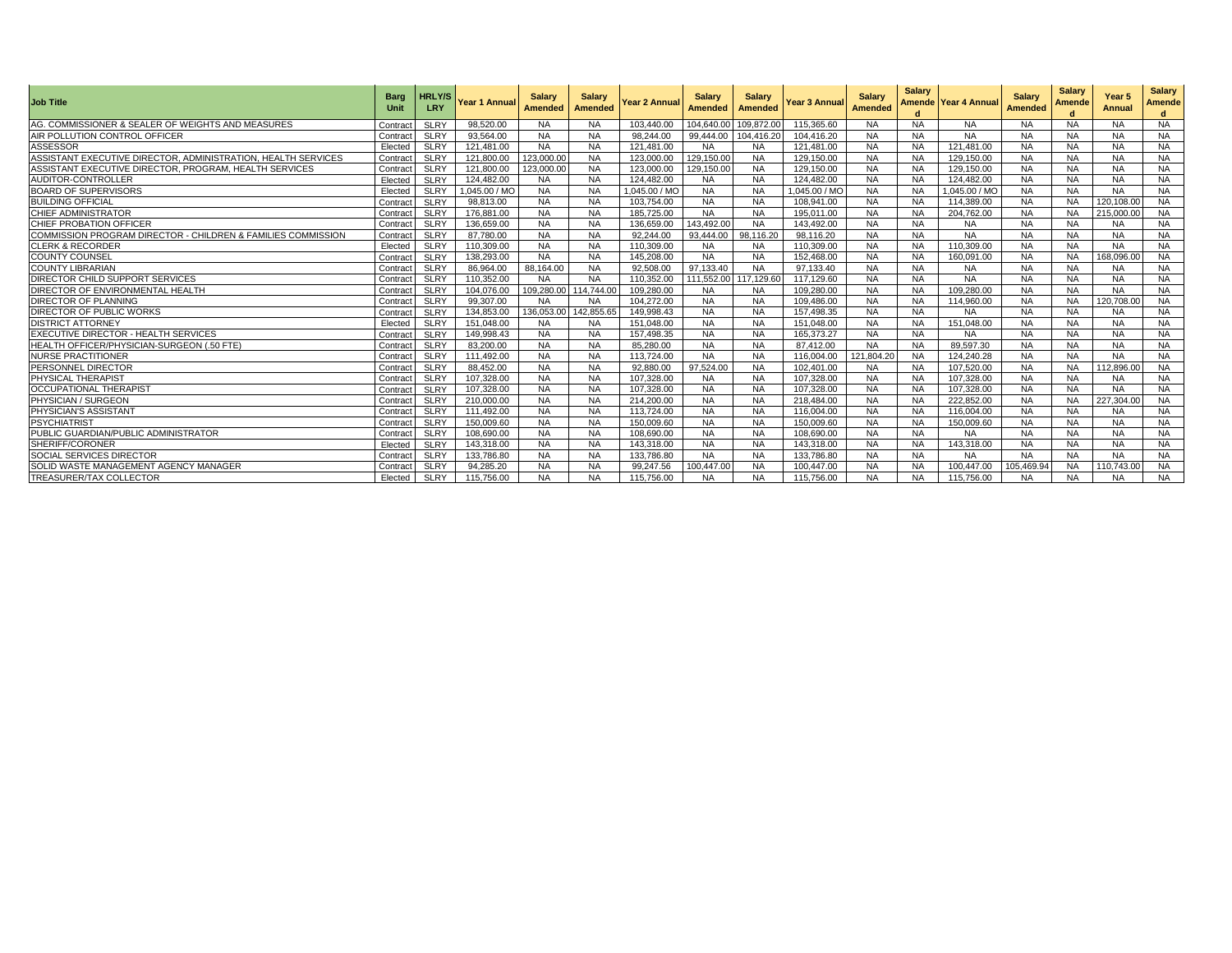| Job Title | Barg Unit | HRLY/SLRY | Year 1 Annual | Salary Amended | Salary Amended | Year 2 Annual | Salary Amended | Salary Amended | Year 3 Annual | Salary Amended | Salary Amended | Year 4 Annual | Salary Amended | Salary Amended | Year 5 Annual | Salary Amended |
|---|---|---|---|---|---|---|---|---|---|---|---|---|---|---|---|---|
| AG. COMMISSIONER & SEALER OF WEIGHTS AND MEASURES | Contract | SLRY | 98,520.00 | NA | NA | 103,440.00 | 104,640.00 | 109,872.00 | 115,365.60 | NA | NA | NA | NA | NA | NA | NA |
| AIR POLLUTION CONTROL OFFICER | Contract | SLRY | 93,564.00 | NA | NA | 98,244.00 | 99,444.00 | 104,416.20 | 104,416.20 | NA | NA | NA | NA | NA | NA | NA |
| ASSESSOR | Elected | SLRY | 121,481.00 | NA | NA | 121,481.00 | NA | NA | 121,481.00 | NA | NA | 121,481.00 | NA | NA | NA | NA |
| ASSISTANT EXECUTIVE DIRECTOR, ADMINISTRATION, HEALTH SERVICES | Contract | SLRY | 121,800.00 | 123,000.00 | NA | 123,000.00 | 129,150.00 | NA | 129,150.00 | NA | NA | 129,150.00 | NA | NA | NA | NA |
| ASSISTANT EXECUTIVE DIRECTOR, PROGRAM, HEALTH SERVICES | Contract | SLRY | 121,800.00 | 123,000.00 | NA | 123,000.00 | 129,150.00 | NA | 129,150.00 | NA | NA | 129,150.00 | NA | NA | NA | NA |
| AUDITOR-CONTROLLER | Elected | SLRY | 124,482.00 | NA | NA | 124,482.00 | NA | NA | 124,482.00 | NA | NA | 124,482.00 | NA | NA | NA | NA |
| BOARD OF SUPERVISORS | Elected | SLRY | 1,045.00 / MO | NA | NA | 1,045.00 / MO | NA | NA | 1,045.00 / MO | NA | NA | 1,045.00 / MO | NA | NA | NA | NA |
| BUILDING OFFICIAL | Contract | SLRY | 98,813.00 | NA | NA | 103,754.00 | NA | NA | 108,941.00 | NA | NA | 114,389.00 | NA | NA | 120,108.00 | NA |
| CHIEF ADMINISTRATOR | Contract | SLRY | 176,881.00 | NA | NA | 185,725.00 | NA | NA | 195,011.00 | NA | NA | 204,762.00 | NA | NA | 215,000.00 | NA |
| CHIEF PROBATION OFFICER | Contract | SLRY | 136,659.00 | NA | NA | 136,659.00 | 143,492.00 | NA | 143,492.00 | NA | NA | NA | NA | NA | NA | NA |
| COMMISSION PROGRAM DIRECTOR - CHILDREN & FAMILIES COMMISSION | Contract | SLRY | 87,780.00 | NA | NA | 92,244.00 | 93,444.00 | 98,116.20 | 98,116.20 | NA | NA | NA | NA | NA | NA | NA |
| CLERK & RECORDER | Elected | SLRY | 110,309.00 | NA | NA | 110,309.00 | NA | NA | 110,309.00 | NA | NA | 110,309.00 | NA | NA | NA | NA |
| COUNTY COUNSEL | Contract | SLRY | 138,293.00 | NA | NA | 145,208.00 | NA | NA | 152,468.00 | NA | NA | 160,091.00 | NA | NA | 168,096.00 | NA |
| COUNTY LIBRARIAN | Contract | SLRY | 86,964.00 | 88,164.00 | NA | 92,508.00 | 97,133.40 | NA | 97,133.40 | NA | NA | NA | NA | NA | NA | NA |
| DIRECTOR CHILD SUPPORT SERVICES | Contract | SLRY | 110,352.00 | NA | NA | 110,352.00 | 111,552.00 | 117,129.60 | 117,129.60 | NA | NA | NA | NA | NA | NA | NA |
| DIRECTOR OF ENVIRONMENTAL HEALTH | Contract | SLRY | 104,076.00 | 109,280.00 | 114,744.00 | 109,280.00 | NA | NA | 109,280.00 | NA | NA | 109,280.00 | NA | NA | NA | NA |
| DIRECTOR OF PLANNING | Contract | SLRY | 99,307.00 | NA | NA | 104,272.00 | NA | NA | 109,486.00 | NA | NA | 114,960.00 | NA | NA | 120,708.00 | NA |
| DIRECTOR OF PUBLIC WORKS | Contract | SLRY | 134,853.00 | 136,053.00 | 142,855.65 | 149,998.43 | NA | NA | 157,498.35 | NA | NA | NA | NA | NA | NA | NA |
| DISTRICT ATTORNEY | Elected | SLRY | 151,048.00 | NA | NA | 151,048.00 | NA | NA | 151,048.00 | NA | NA | 151,048.00 | NA | NA | NA | NA |
| EXECUTIVE DIRECTOR - HEALTH SERVICES | Contract | SLRY | 149,998.43 | NA | NA | 157,498.35 | NA | NA | 165,373.27 | NA | NA | NA | NA | NA | NA | NA |
| HEALTH OFFICER/PHYSICIAN-SURGEON (.50 FTE) | Contract | SLRY | 83,200.00 | NA | NA | 85,280.00 | NA | NA | 87,412.00 | NA | NA | 89,597.30 | NA | NA | NA | NA |
| NURSE PRACTITIONER | Contract | SLRY | 111,492.00 | NA | NA | 113,724.00 | NA | NA | 116,004.00 | 121,804.20 | NA | 124,240.28 | NA | NA | NA | NA |
| PERSONNEL DIRECTOR | Contract | SLRY | 88,452.00 | NA | NA | 92,880.00 | 97,524.00 | NA | 102,401.00 | NA | NA | 107,520.00 | NA | NA | 112,896.00 | NA |
| PHYSICAL THERAPIST | Contract | SLRY | 107,328.00 | NA | NA | 107,328.00 | NA | NA | 107,328.00 | NA | NA | 107,328.00 | NA | NA | NA | NA |
| OCCUPATIONAL THERAPIST | Contract | SLRY | 107,328.00 | NA | NA | 107,328.00 | NA | NA | 107,328.00 | NA | NA | 107,328.00 | NA | NA | NA | NA |
| PHYSICIAN / SURGEON | Contract | SLRY | 210,000.00 | NA | NA | 214,200.00 | NA | NA | 218,484.00 | NA | NA | 222,852.00 | NA | NA | 227,304.00 | NA |
| PHYSICIAN'S ASSISTANT | Contract | SLRY | 111,492.00 | NA | NA | 113,724.00 | NA | NA | 116,004.00 | NA | NA | 116,004.00 | NA | NA | NA | NA |
| PSYCHIATRIST | Contract | SLRY | 150,009.60 | NA | NA | 150,009.60 | NA | NA | 150,009.60 | NA | NA | 150,009.60 | NA | NA | NA | NA |
| PUBLIC GUARDIAN/PUBLIC ADMINISTRATOR | Contract | SLRY | 108,690.00 | NA | NA | 108,690.00 | NA | NA | 108,690.00 | NA | NA | NA | NA | NA | NA | NA |
| SHERIFF/CORONER | Elected | SLRY | 143,318.00 | NA | NA | 143,318.00 | NA | NA | 143,318.00 | NA | NA | 143,318.00 | NA | NA | NA | NA |
| SOCIAL SERVICES DIRECTOR | Contract | SLRY | 133,786.80 | NA | NA | 133,786.80 | NA | NA | 133,786.80 | NA | NA | NA | NA | NA | NA | NA |
| SOLID WASTE MANAGEMENT AGENCY MANAGER | Contract | SLRY | 94,285.20 | NA | NA | 99,247.56 | 100,447.00 | NA | 100,447.00 | NA | NA | 100,447.00 | 105,469.94 | NA | 110,743.00 | NA |
| TREASURER/TAX COLLECTOR | Elected | SLRY | 115,756.00 | NA | NA | 115,756.00 | NA | NA | 115,756.00 | NA | NA | 115,756.00 | NA | NA | NA | NA |